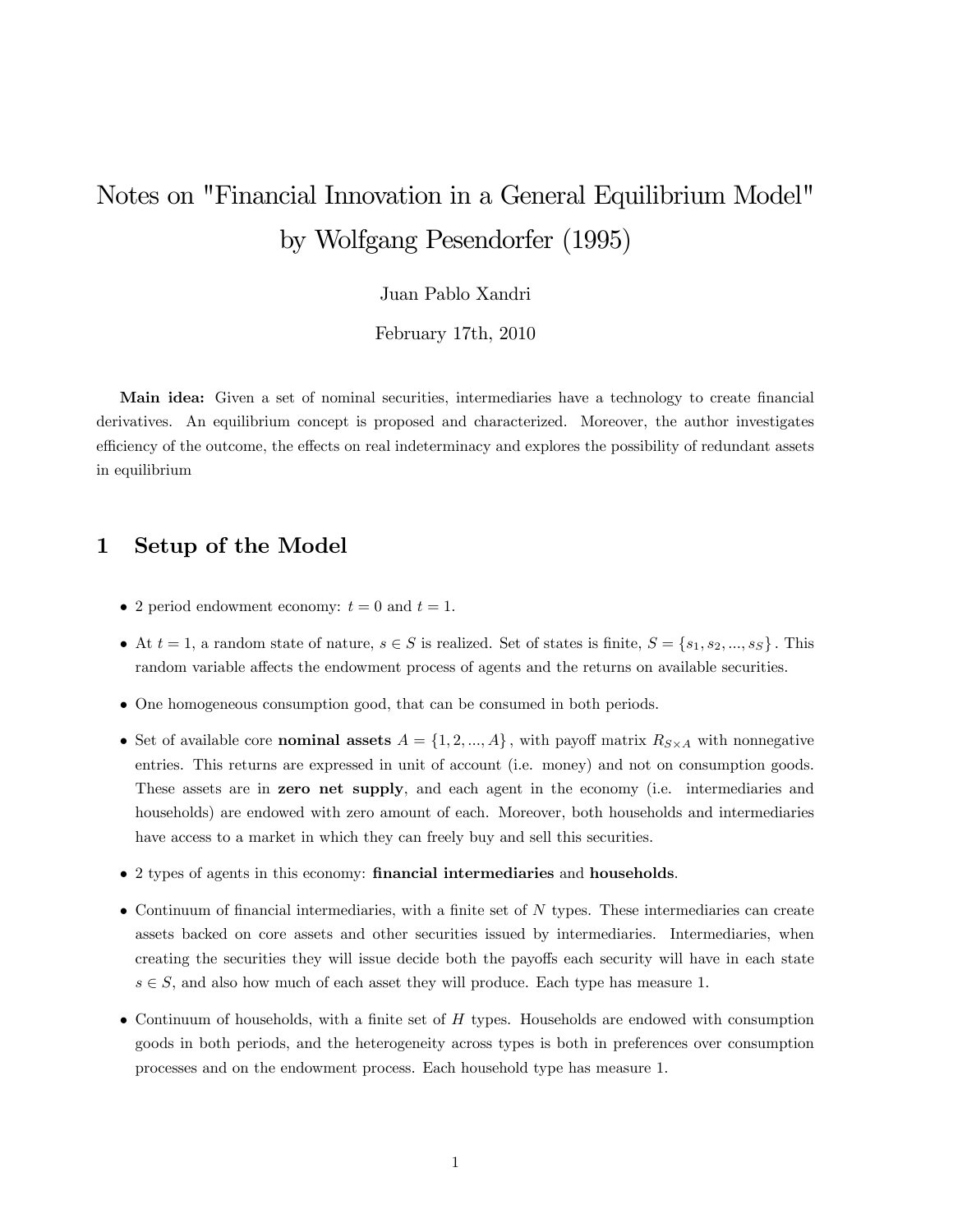# Notes on "Financial Innovation in a General Equilibrium Model" by Wolfgang Pesendorfer (1995)

Juan Pablo Xandri

February 17th, 2010

**Main idea:** Given a set of nominal securities, intermediaries have a technology to create financial derivatives. An equilibrium concept is proposed and characterized. Moreover, the author investigates efficiency of the outcome, the effects on real indeterminacy and explores the possibility of redundant assets in equilibrium

## 1 Setup of the Model

- 2 period endowment economy: $t = 0$ and $t = 1$.
- At $t = 1$, a random state of nature, $s \in S$ is realized. Set of states is finite, $S = \{s_1, s_2, ..., s_S\}$. This random variable affects the endowment process of agents and the returns on available securities.
- One homogeneous consumption good, that can be consumed in both periods.
- Set of available core **nominal assets** $A = \{1, 2, ..., A\}$, with payoff matrix $R_{S \times A}$ with nonnegative entries. This returns are expressed in unit of account (i.e. money) and not on consumption goods. These assets are in **zero net supply**, and each agent in the economy (i.e. intermediaries and households) are endowed with zero amount of each. Moreover, both households and intermediaries have access to a market in which they can freely buy and sell this securities.
- 2 types of agents in this economy: **financial intermediaries** and **households**.
- Continuum of financial intermediaries, with a finite set of $N$ types. These intermediaries can create assets backed on core assets and other securities issued by intermediaries. Intermediaries, when creating the securities they will issue decide both the payoffs each security will have in each state $s \in S$, and also how much of each asset they will produce. Each type has measure 1.
- Continuum of households, with a finite set of $H$ types. Households are endowed with consumption goods in both periods, and the heterogeneity across types is both in preferences over consumption processes and on the endowment process. Each household type has measure 1.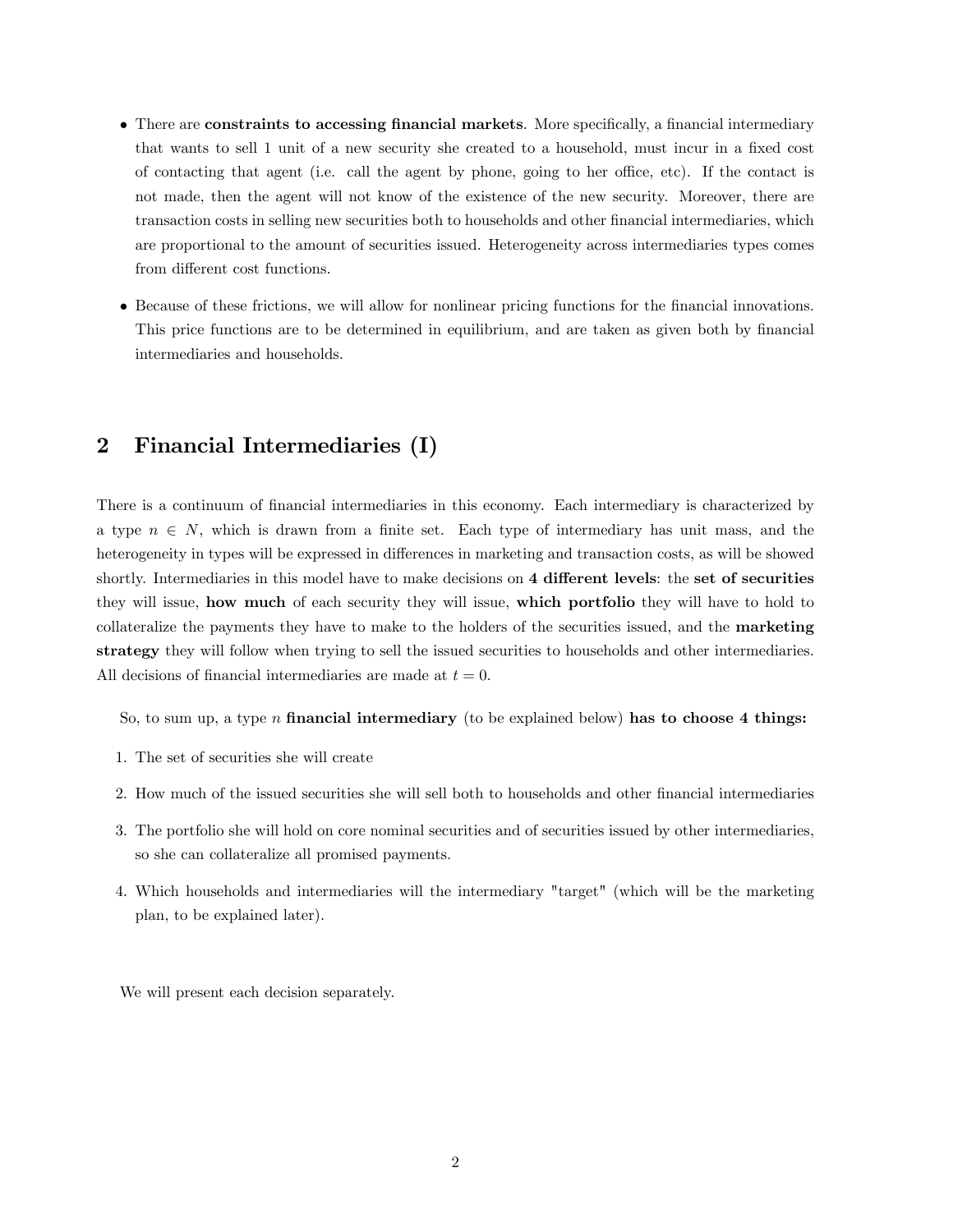- There are **constraints to accessing financial markets**. More specifically, a financial intermediary that wants to sell 1 unit of a new security she created to a household, must incur in a fixed cost of contacting that agent (i.e. call the agent by phone, going to her office, etc). If the contact is not made, then the agent will not know of the existence of the new security. Moreover, there are transaction costs in selling new securities both to households and other financial intermediaries, which are proportional to the amount of securities issued. Heterogeneity across intermediaries types comes from different cost functions.

- Because of these frictions, we will allow for nonlinear pricing functions for the financial innovations. This price functions are to be determined in equilibrium, and are taken as given both by financial intermediaries and households.

## 2 Financial Intermediaries (I)

There is a continuum of financial intermediaries in this economy. Each intermediary is characterized by a type $n \in N$, which is drawn from a finite set. Each type of intermediary has unit mass, and the heterogeneity in types will be expressed in differences in marketing and transaction costs, as will be showed shortly. Intermediaries in this model have to make decisions on **4 different levels**: the **set of securities** they will issue, **how much** of each security they will issue, **which portfolio** they will have to hold to collateralize the payments they have to make to the holders of the securities issued, and the **marketing strategy** they will follow when trying to sell the issued securities to households and other intermediaries. All decisions of financial intermediaries are made at $t = 0$.

So, to sum up, a type $n$ **financial intermediary** (to be explained below) **has to choose 4 things:**

1. The set of securities she will create
2. How much of the issued securities she will sell both to households and other financial intermediaries
3. The portfolio she will hold on core nominal securities and of securities issued by other intermediaries, so she can collateralize all promised payments.
4. Which households and intermediaries will the intermediary "target" (which will be the marketing plan, to be explained later).

We will present each decision separately.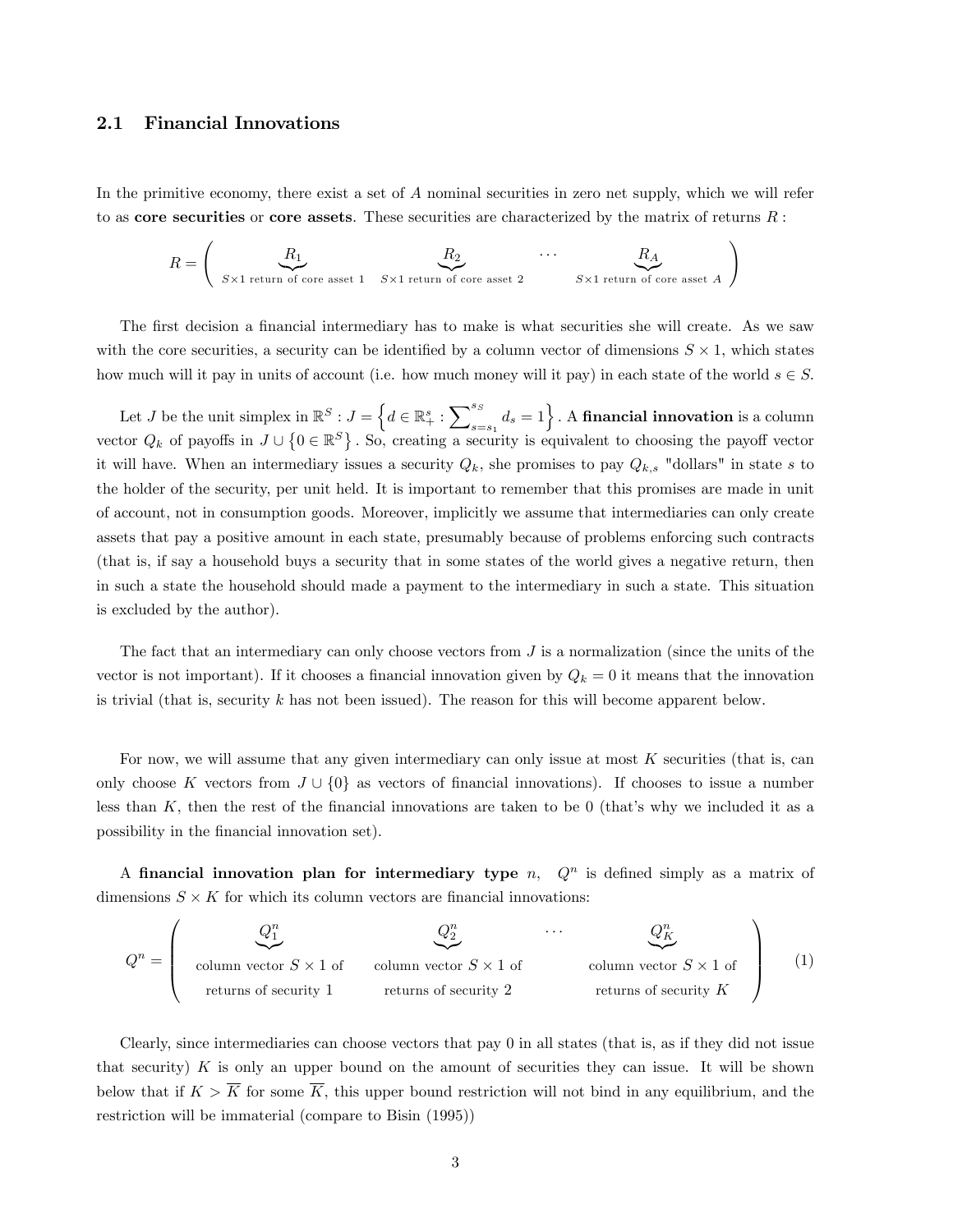### 2.1 Financial Innovations

In the primitive economy, there exist a set of $A$ nominal securities in zero net supply, which we will refer to as **core securities** or **core assets**. These securities are characterized by the matrix of returns $R$ :

$$R = \left( \underbrace{R_1}_{S\times 1 \text{ return of core asset } 1} \quad \underbrace{R_2}_{S\times 1 \text{ return of core asset } 2} \quad \cdots \quad \underbrace{R_A}_{S\times 1 \text{ return of core asset } A} \right)$$

The first decision a financial intermediary has to make is what securities she will create. As we saw with the core securities, a security can be identified by a column vector of dimensions $S \times 1$, which states how much will it pay in units of account (i.e. how much money will it pay) in each state of the world $s \in S$.

Let $J$ be the unit simplex in $\mathbb{R}^S$ : $J = \left\{ d \in \mathbb{R}_+^s : \sum_{s=s_1}^{s_S} d_s = 1 \right\}$. A **financial innovation** is a column vector $Q_k$ of payoffs in $J \cup \left\{ 0 \in \mathbb{R}^S \right\}$. So, creating a security is equivalent to choosing the payoff vector it will have. When an intermediary issues a security $Q_k$, she promises to pay $Q_{k,s}$ "dollars" in state $s$ to the holder of the security, per unit held. It is important to remember that this promises are made in unit of account, not in consumption goods. Moreover, implicitly we assume that intermediaries can only create assets that pay a positive amount in each state, presumably because of problems enforcing such contracts (that is, if say a household buys a security that in some states of the world gives a negative return, then in such a state the household should made a payment to the intermediary in such a state. This situation is excluded by the author).

The fact that an intermediary can only choose vectors from $J$ is a normalization (since the units of the vector is not important). If it chooses a financial innovation given by $Q_k = 0$ it means that the innovation is trivial (that is, security $k$ has not been issued). The reason for this will become apparent below.

For now, we will assume that any given intermediary can only issue at most $K$ securities (that is, can only choose $K$ vectors from $J \cup \{0\}$ as vectors of financial innovations). If chooses to issue a number less than $K$, then the rest of the financial innovations are taken to be 0 (that's why we included it as a possibility in the financial innovation set).

A **financial innovation plan for intermediary type** $n$, $Q^n$ is defined simply as a matrix of dimensions $S \times K$ for which its column vectors are financial innovations:

$$Q^n = \left( \underbrace{Q_1^n}_{\substack{\text{column vector } S \times 1 \text{ of} \\ \text{returns of security } 1}} \quad \underbrace{Q_2^n}_{\substack{\text{column vector } S \times 1 \text{ of} \\ \text{returns of security } 2}} \quad \cdots \quad \underbrace{Q_K^n}_{\substack{\text{column vector } S \times 1 \text{ of} \\ \text{returns of security } K}} \right) \tag{1}$$

Clearly, since intermediaries can choose vectors that pay 0 in all states (that is, as if they did not issue that security) $K$ is only an upper bound on the amount of securities they can issue. It will be shown below that if $K > \overline{K}$ for some $\overline{K}$, this upper bound restriction will not bind in any equilibrium, and the restriction will be immaterial (compare to Bisin (1995))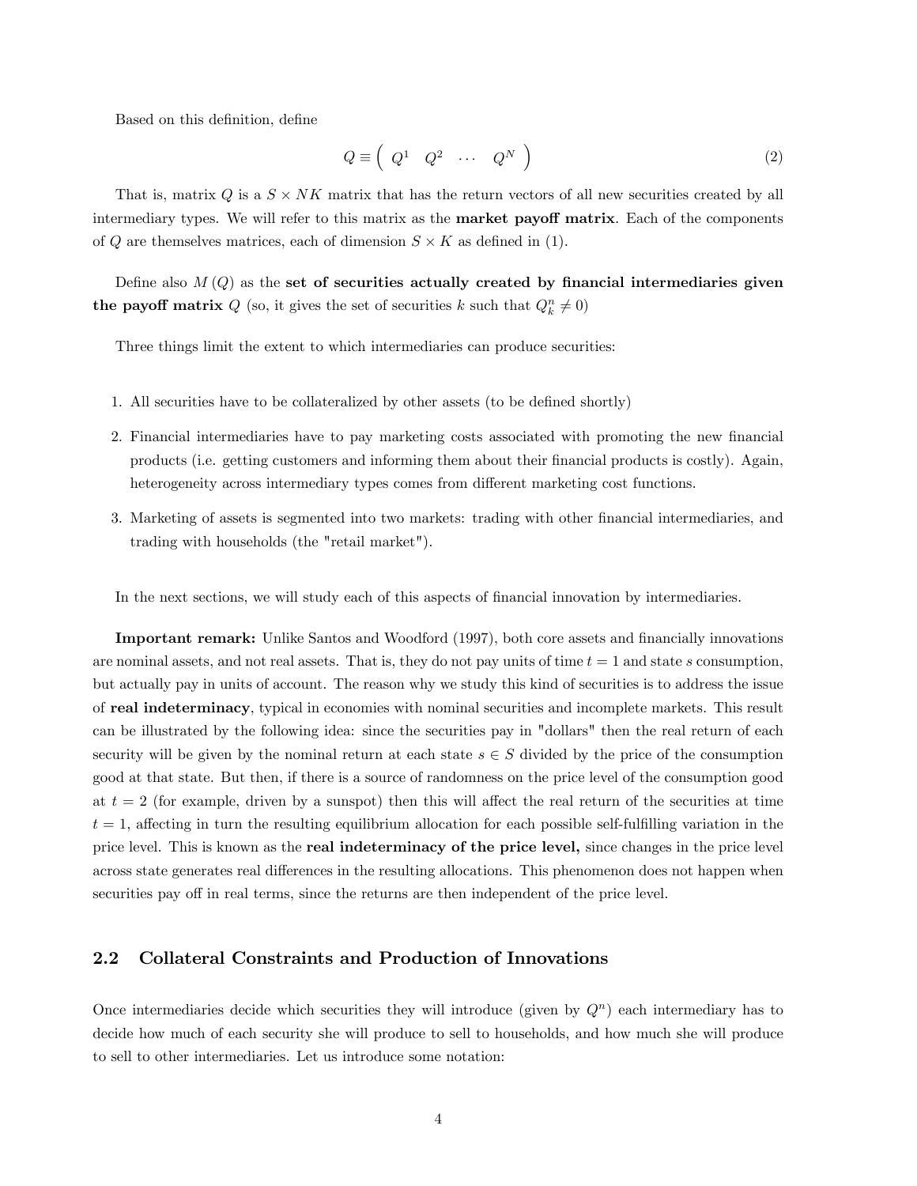Based on this definition, define

$$Q \equiv \begin{pmatrix} Q^1 & Q^2 & \cdots & Q^N \end{pmatrix} \tag{2}$$

That is, matrix $Q$ is a $S \times NK$ matrix that has the return vectors of all new securities created by all intermediary types. We will refer to this matrix as the **market payoff matrix**. Each of the components of $Q$ are themselves matrices, each of dimension $S \times K$ as defined in (1).

Define also $M(Q)$ as the **set of securities actually created by financial intermediaries given the payoff matrix** $Q$ (so, it gives the set of securities $k$ such that $Q_k^n \neq 0$)

Three things limit the extent to which intermediaries can produce securities:

1. All securities have to be collateralized by other assets (to be defined shortly)
2. Financial intermediaries have to pay marketing costs associated with promoting the new financial products (i.e. getting customers and informing them about their financial products is costly). Again, heterogeneity across intermediary types comes from different marketing cost functions.
3. Marketing of assets is segmented into two markets: trading with other financial intermediaries, and trading with households (the "retail market").

In the next sections, we will study each of this aspects of financial innovation by intermediaries.

**Important remark:** Unlike Santos and Woodford (1997), both core assets and financially innovations are nominal assets, and not real assets. That is, they do not pay units of time $t = 1$ and state $s$ consumption, but actually pay in units of account. The reason why we study this kind of securities is to address the issue of **real indeterminacy**, typical in economies with nominal securities and incomplete markets. This result can be illustrated by the following idea: since the securities pay in "dollars" then the real return of each security will be given by the nominal return at each state $s \in S$ divided by the price of the consumption good at that state. But then, if there is a source of randomness on the price level of the consumption good at $t = 2$ (for example, driven by a sunspot) then this will affect the real return of the securities at time $t = 1$, affecting in turn the resulting equilibrium allocation for each possible self-fulfilling variation in the price level. This is known as the **real indeterminacy of the price level,** since changes in the price level across state generates real differences in the resulting allocations. This phenomenon does not happen when securities pay off in real terms, since the returns are then independent of the price level.

## 2.2 Collateral Constraints and Production of Innovations

Once intermediaries decide which securities they will introduce (given by $Q^n$) each intermediary has to decide how much of each security she will produce to sell to households, and how much she will produce to sell to other intermediaries. Let us introduce some notation: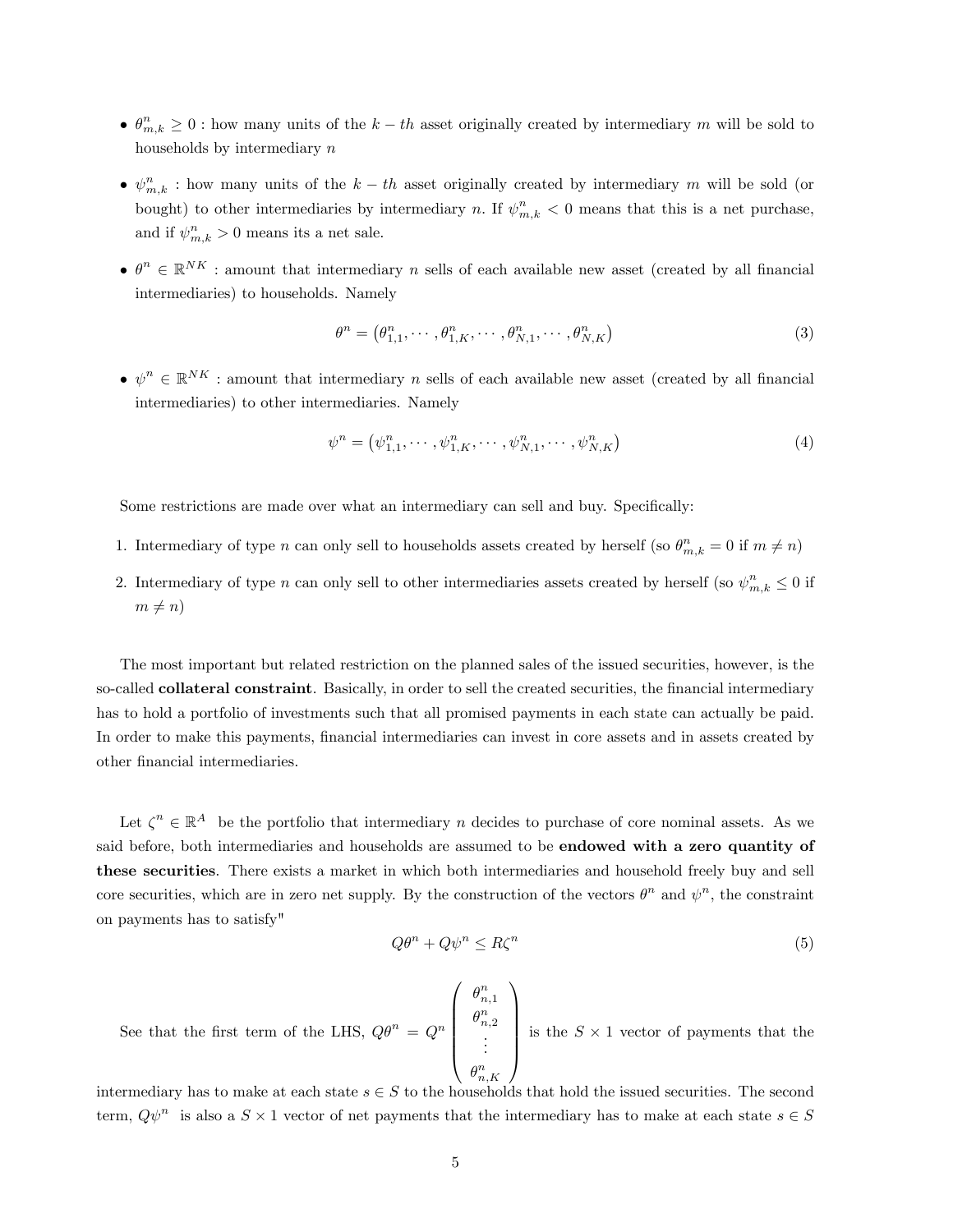- $\theta^n_{m,k} \geq 0$ : how many units of the $k-th$ asset originally created by intermediary $m$ will be sold to households by intermediary $n$

- $\psi^n_{m,k}$ : how many units of the $k-th$ asset originally created by intermediary $m$ will be sold (or bought) to other intermediaries by intermediary $n$. If $\psi^n_{m,k} < 0$ means that this is a net purchase, and if $\psi^n_{m,k} > 0$ means its a net sale.

- $\theta^n \in \mathbb{R}^{NK}$ : amount that intermediary $n$ sells of each available new asset (created by all financial intermediaries) to households. Namely

$$\theta^n = \left(\theta^n_{1,1}, \cdots, \theta^n_{1,K}, \cdots, \theta^n_{N,1}, \cdots, \theta^n_{N,K}\right) \tag{3}$$

- $\psi^n \in \mathbb{R}^{NK}$ : amount that intermediary $n$ sells of each available new asset (created by all financial intermediaries) to other intermediaries. Namely

$$\psi^n = \left(\psi^n_{1,1}, \cdots, \psi^n_{1,K}, \cdots, \psi^n_{N,1}, \cdots, \psi^n_{N,K}\right) \tag{4}$$

Some restrictions are made over what an intermediary can sell and buy. Specifically:

1. Intermediary of type $n$ can only sell to households assets created by herself (so $\theta^n_{m,k} = 0$ if $m \neq n$)
2. Intermediary of type $n$ can only sell to other intermediaries assets created by herself (so $\psi^n_{m,k} \leq 0$ if $m \neq n$)

The most important but related restriction on the planned sales of the issued securities, however, is the so-called **collateral constraint**. Basically, in order to sell the created securities, the financial intermediary has to hold a portfolio of investments such that all promised payments in each state can actually be paid. In order to make this payments, financial intermediaries can invest in core assets and in assets created by other financial intermediaries.

Let $\zeta^n \in \mathbb{R}^A$ be the portfolio that intermediary $n$ decides to purchase of core nominal assets. As we said before, both intermediaries and households are assumed to be **endowed with a zero quantity of these securities**. There exists a market in which both intermediaries and household freely buy and sell core securities, which are in zero net supply. By the construction of the vectors $\theta^n$ and $\psi^n$, the constraint on payments has to satisfy"

$$Q\theta^n + Q\psi^n \leq R\zeta^n \tag{5}$$

See that the first term of the LHS, $Q\theta^n = Q^n \begin{pmatrix} \theta^n_{n,1} \\ \theta^n_{n,2} \\ \vdots \\ \theta^n_{n,K} \end{pmatrix}$ is the $S \times 1$ vector of payments that the intermediary has to make at each state $s \in S$ to the households that hold the issued securities. The second term, $Q\psi^n$ is also a $S \times 1$ vector of net payments that the intermediary has to make at each state $s \in S$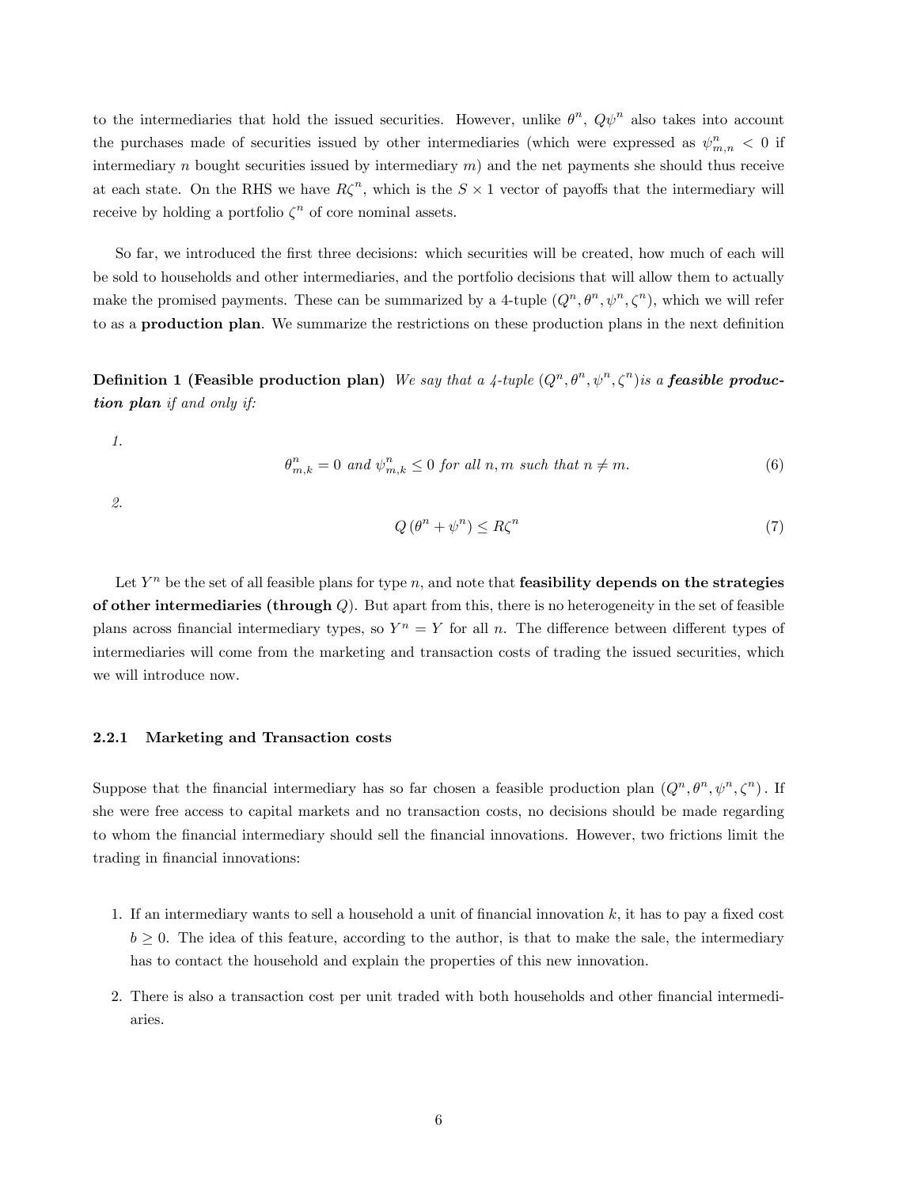to the intermediaries that hold the issued securities. However, unlike $\theta^n$, $Q\psi^n$ also takes into account the purchases made of securities issued by other intermediaries (which were expressed as $\psi^n_{m,n} < 0$ if intermediary $n$ bought securities issued by intermediary $m$) and the net payments she should thus receive at each state. On the RHS we have $R\zeta^n$, which is the $S \times 1$ vector of payoffs that the intermediary will receive by holding a portfolio $\zeta^n$ of core nominal assets.

So far, we introduced the first three decisions: which securities will be created, how much of each will be sold to households and other intermediaries, and the portfolio decisions that will allow them to actually make the promised payments. These can be summarized by a 4-tuple $(Q^n, \theta^n, \psi^n, \zeta^n)$, which we will refer to as a **production plan**. We summarize the restrictions on these production plans in the next definition

**Definition 1 (Feasible production plan)** *We say that a 4-tuple* $(Q^n, \theta^n, \psi^n, \zeta^n)$*is a* ***feasible production plan*** *if and only if:*

1.
$$\theta^n_{m,k} = 0 \text{ and } \psi^n_{m,k} \leq 0 \text{ for all } n, m \text{ such that } n \neq m. \tag{6}$$

2.
$$Q\left(\theta^n + \psi^n\right) \leq R\zeta^n \tag{7}$$

Let $Y^n$ be the set of all feasible plans for type $n$, and note that **feasibility depends on the strategies of other intermediaries (through** $Q$**)**. But apart from this, there is no heterogeneity in the set of feasible plans across financial intermediary types, so $Y^n = Y$ for all $n$. The difference between different types of intermediaries will come from the marketing and transaction costs of trading the issued securities, which we will introduce now.

### 2.2.1 Marketing and Transaction costs

Suppose that the financial intermediary has so far chosen a feasible production plan $(Q^n, \theta^n, \psi^n, \zeta^n)$. If she were free access to capital markets and no transaction costs, no decisions should be made regarding to whom the financial intermediary should sell the financial innovations. However, two frictions limit the trading in financial innovations:

1. If an intermediary wants to sell a household a unit of financial innovation $k$, it has to pay a fixed cost $b \geq 0$. The idea of this feature, according to the author, is that to make the sale, the intermediary has to contact the household and explain the properties of this new innovation.
2. There is also a transaction cost per unit traded with both households and other financial intermediaries.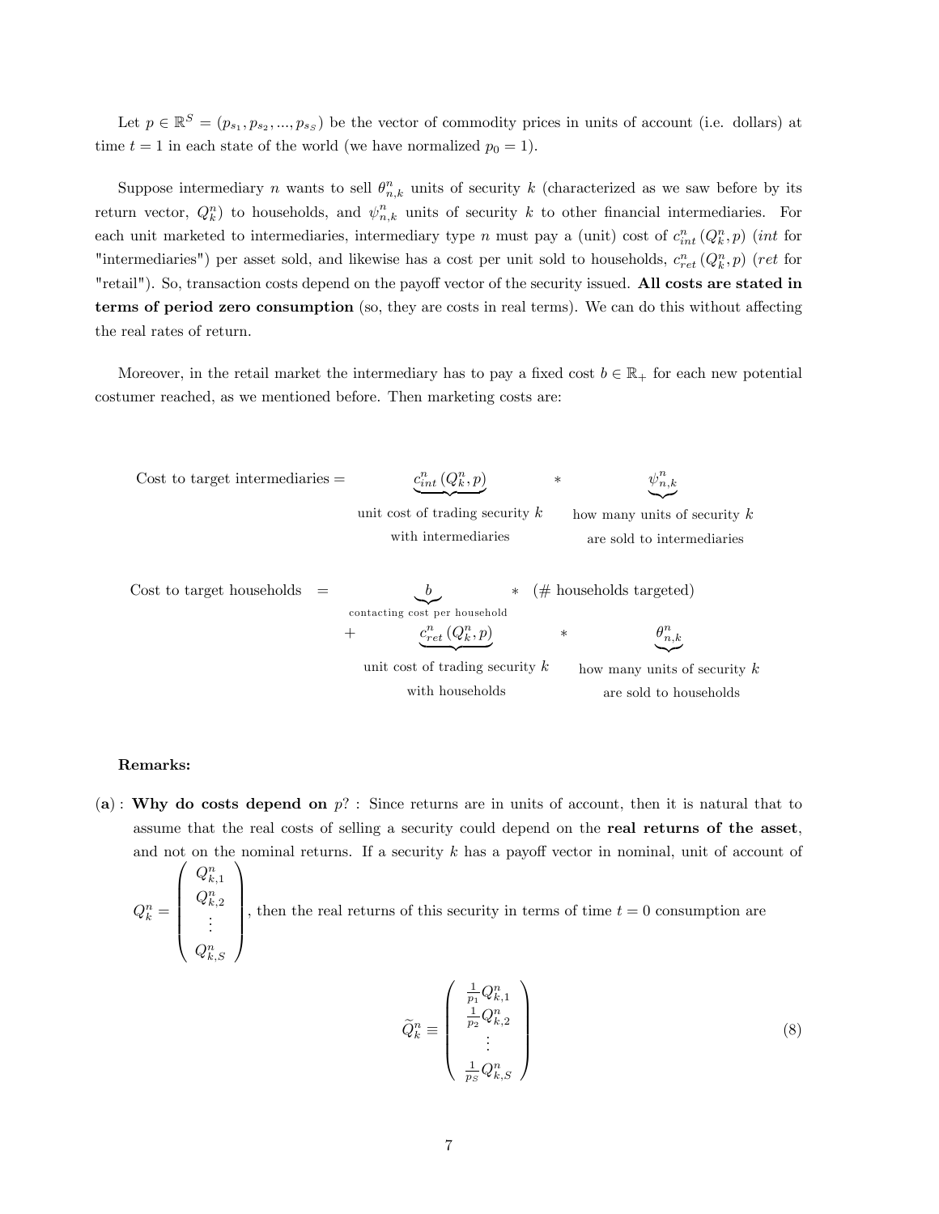Let $p \in \mathbb{R}^S = (p_{s_1}, p_{s_2}, ..., p_{s_S})$ be the vector of commodity prices in units of account (i.e. dollars) at time $t = 1$ in each state of the world (we have normalized $p_0 = 1$).

Suppose intermediary $n$ wants to sell $\theta^n_{n,k}$ units of security $k$ (characterized as we saw before by its return vector, $Q^n_k$) to households, and $\psi^n_{n,k}$ units of security $k$ to other financial intermediaries. For each unit marketed to intermediaries, intermediary type $n$ must pay a (unit) cost of $c^n_{int}(Q^n_k, p)$ (*int* for "intermediaries") per asset sold, and likewise has a cost per unit sold to households, $c^n_{ret}(Q^n_k, p)$ (*ret* for "retail"). So, transaction costs depend on the payoff vector of the security issued. **All costs are stated in terms of period zero consumption** (so, they are costs in real terms). We can do this without affecting the real rates of return.

Moreover, in the retail market the intermediary has to pay a fixed cost $b \in \mathbb{R}_+$ for each new potential costumer reached, as we mentioned before. Then marketing costs are:

$$\text{Cost to target intermediaries} = \underbrace{c^n_{int}(Q^n_k, p)}_{\substack{\text{unit cost of trading security } k \\ \text{with intermediaries}}} \quad * \quad \underbrace{\psi^n_{n,k}}_{\substack{\text{how many units of security } k \\ \text{are sold to intermediaries}}}$$

$$\begin{aligned}
\text{Cost to target households} \quad = \quad & \underbrace{b}_{\text{contacting cost per household}} \quad * \quad (\text{\# households targeted}) \\
+ \quad & \underbrace{c^n_{ret}(Q^n_k, p)}_{\substack{\text{unit cost of trading security } k \\ \text{with households}}} \quad * \quad \underbrace{\theta^n_{n,k}}_{\substack{\text{how many units of security } k \\ \text{are sold to households}}}
\end{aligned}$$

**Remarks:**

**(a)** : **Why do costs depend on** $p$? : Since returns are in units of account, then it is natural that to assume that the real costs of selling a security could depend on the **real returns of the asset**, and not on the nominal returns. If a security $k$ has a payoff vector in nominal, unit of account of $Q^n_k = \begin{pmatrix} Q^n_{k,1} \\ Q^n_{k,2} \\ \vdots \\ Q^n_{k,S} \end{pmatrix}$, then the real returns of this security in terms of time $t = 0$ consumption are

$$\widetilde{Q}^n_k \equiv \begin{pmatrix} \frac{1}{p_1} Q^n_{k,1} \\ \frac{1}{p_2} Q^n_{k,2} \\ \vdots \\ \frac{1}{p_S} Q^n_{k,S} \end{pmatrix} \tag{8}$$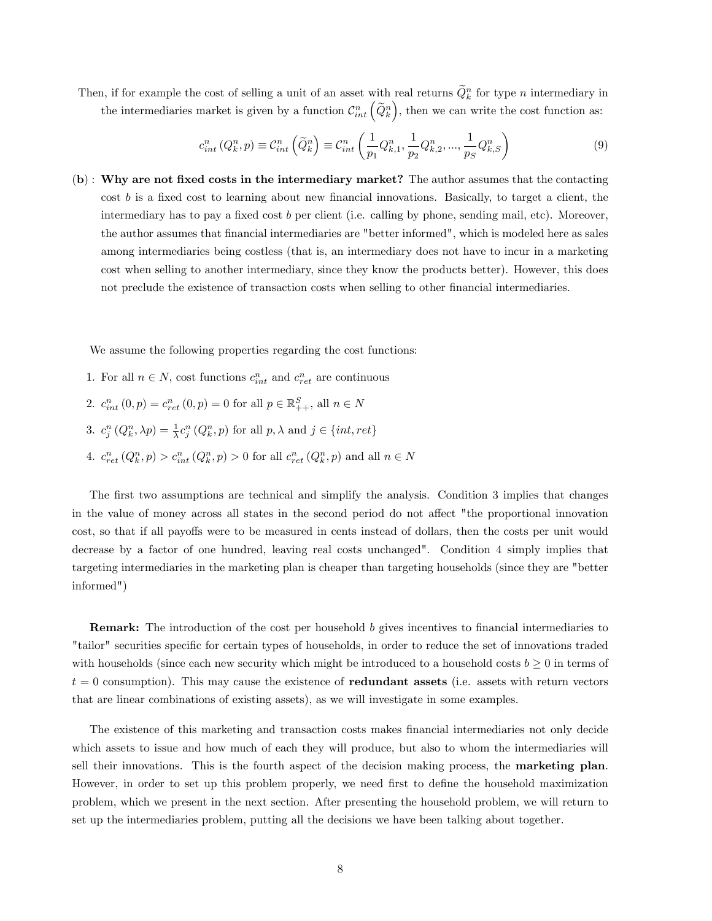Then, if for example the cost of selling a unit of an asset with real returns $\widetilde{Q}_k^n$ for type $n$ intermediary in the intermediaries market is given by a function $\mathcal{C}_{int}^n\left(\widetilde{Q}_k^n\right)$, then we can write the cost function as:

$$c_{int}^n\left(Q_k^n, p\right) \equiv \mathcal{C}_{int}^n\left(\widetilde{Q}_k^n\right) \equiv \mathcal{C}_{int}^n\left(\frac{1}{p_1}Q_{k,1}^n, \frac{1}{p_2}Q_{k,2}^n, ..., \frac{1}{p_S}Q_{k,S}^n\right) \tag{9}$$

(**b**) : **Why are not fixed costs in the intermediary market?** The author assumes that the contacting cost $b$ is a fixed cost to learning about new financial innovations. Basically, to target a client, the intermediary has to pay a fixed cost $b$ per client (i.e. calling by phone, sending mail, etc). Moreover, the author assumes that financial intermediaries are "better informed", which is modeled here as sales among intermediaries being costless (that is, an intermediary does not have to incur in a marketing cost when selling to another intermediary, since they know the products better). However, this does not preclude the existence of transaction costs when selling to other financial intermediaries.

We assume the following properties regarding the cost functions:

1. For all $n \in N$, cost functions $c_{int}^n$ and $c_{ret}^n$ are continuous
2. $c_{int}^n\left(0, p\right) = c_{ret}^n\left(0, p\right) = 0$ for all $p \in \mathbb{R}_{++}^S$, all $n \in N$
3. $c_j^n\left(Q_k^n, \lambda p\right) = \frac{1}{\lambda}c_j^n\left(Q_k^n, p\right)$ for all $p, \lambda$ and $j \in \{int, ret\}$
4. $c_{ret}^n\left(Q_k^n, p\right) > c_{int}^n\left(Q_k^n, p\right) > 0$ for all $c_{ret}^n\left(Q_k^n, p\right)$ and all $n \in N$

The first two assumptions are technical and simplify the analysis. Condition 3 implies that changes in the value of money across all states in the second period do not affect "the proportional innovation cost, so that if all payoffs were to be measured in cents instead of dollars, then the costs per unit would decrease by a factor of one hundred, leaving real costs unchanged". Condition 4 simply implies that targeting intermediaries in the marketing plan is cheaper than targeting households (since they are "better informed")

**Remark:** The introduction of the cost per household $b$ gives incentives to financial intermediaries to "tailor" securities specific for certain types of households, in order to reduce the set of innovations traded with households (since each new security which might be introduced to a household costs $b \geq 0$ in terms of $t = 0$ consumption). This may cause the existence of **redundant assets** (i.e. assets with return vectors that are linear combinations of existing assets), as we will investigate in some examples.

The existence of this marketing and transaction costs makes financial intermediaries not only decide which assets to issue and how much of each they will produce, but also to whom the intermediaries will sell their innovations. This is the fourth aspect of the decision making process, the **marketing plan**. However, in order to set up this problem properly, we need first to define the household maximization problem, which we present in the next section. After presenting the household problem, we will return to set up the intermediaries problem, putting all the decisions we have been talking about together.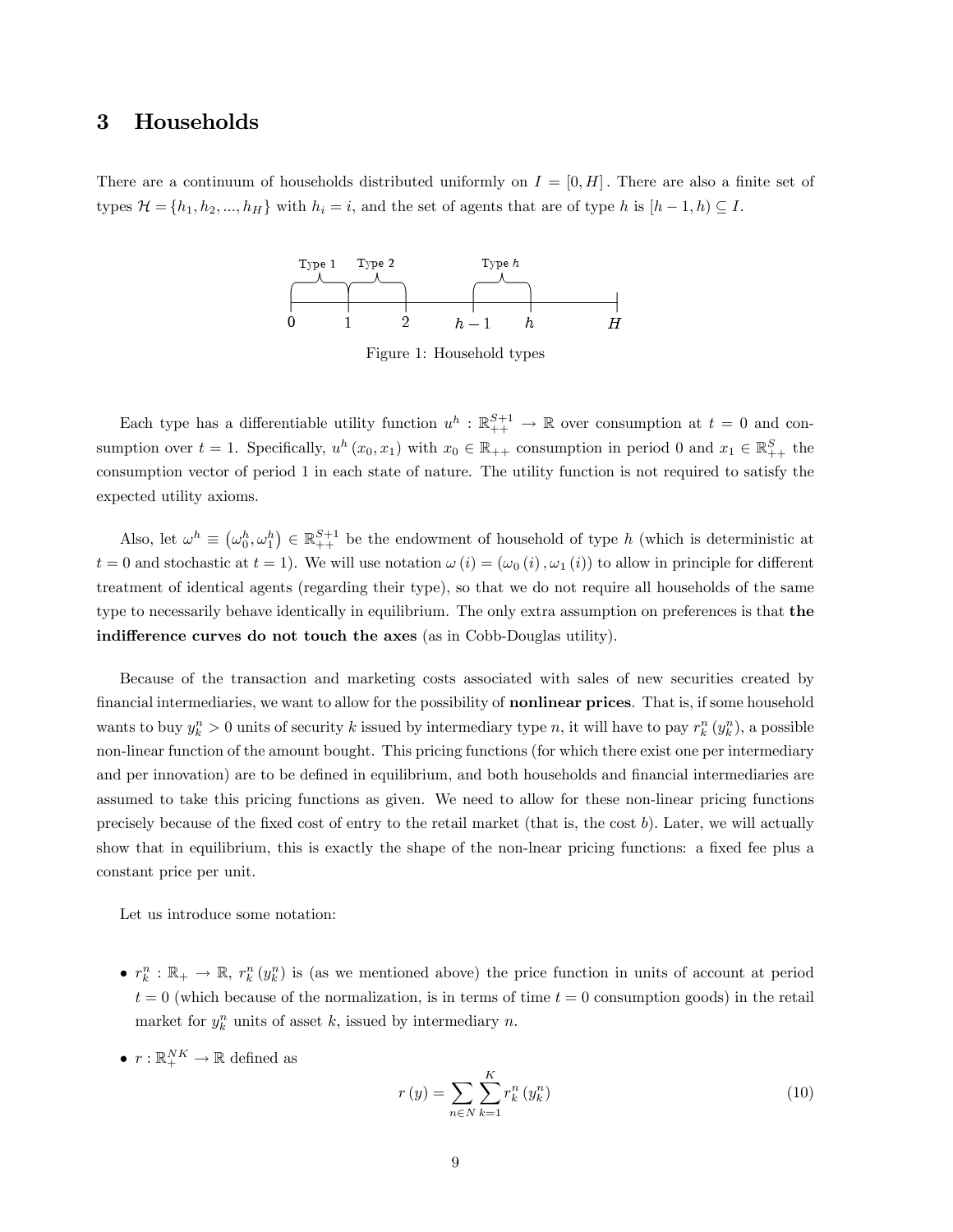# 3 Households

There are a continuum of households distributed uniformly on $I = [0, H]$. There are also a finite set of types $\mathcal{H} = \{h_1, h_2, ..., h_H\}$ with $h_i = i$, and the set of agents that are of type $h$ is $[h-1, h) \subseteq I$.

Figure 1: Household types

Each type has a differentiable utility function $u^h : \mathbb{R}^{S+1}_{++} \rightarrow \mathbb{R}$ over consumption at $t = 0$ and consumption over $t = 1$. Specifically, $u^h(x_0, x_1)$ with $x_0 \in \mathbb{R}_{++}$ consumption in period 0 and $x_1 \in \mathbb{R}^S_{++}$ the consumption vector of period 1 in each state of nature. The utility function is not required to satisfy the expected utility axioms.

Also, let $\omega^h \equiv \left(\omega^h_0, \omega^h_1\right) \in \mathbb{R}^{S+1}_{++}$ be the endowment of household of type $h$ (which is deterministic at $t = 0$ and stochastic at $t = 1$). We will use notation $\omega(i) = (\omega_0(i), \omega_1(i))$ to allow in principle for different treatment of identical agents (regarding their type), so that we do not require all households of the same type to necessarily behave identically in equilibrium. The only extra assumption on preferences is that **the indifference curves do not touch the axes** (as in Cobb-Douglas utility).

Because of the transaction and marketing costs associated with sales of new securities created by financial intermediaries, we want to allow for the possibility of **nonlinear prices**. That is, if some household wants to buy $y^n_k > 0$ units of security $k$ issued by intermediary type $n$, it will have to pay $r^n_k(y^n_k)$, a possible non-linear function of the amount bought. This pricing functions (for which there exist one per intermediary and per innovation) are to be defined in equilibrium, and both households and financial intermediaries are assumed to take this pricing functions as given. We need to allow for these non-linear pricing functions precisely because of the fixed cost of entry to the retail market (that is, the cost $b$). Later, we will actually show that in equilibrium, this is exactly the shape of the non-lnear pricing functions: a fixed fee plus a constant price per unit.

Let us introduce some notation:

- $r^n_k : \mathbb{R}_+ \rightarrow \mathbb{R}$, $r^n_k(y^n_k)$ is (as we mentioned above) the price function in units of account at period $t = 0$ (which because of the normalization, is in terms of time $t = 0$ consumption goods) in the retail market for $y^n_k$ units of asset $k$, issued by intermediary $n$.
- $r : \mathbb{R}^{NK}_+ \rightarrow \mathbb{R}$ defined as

$$r(y) = \sum_{n \in N} \sum_{k=1}^{K} r^n_k(y^n_k) \tag{10}$$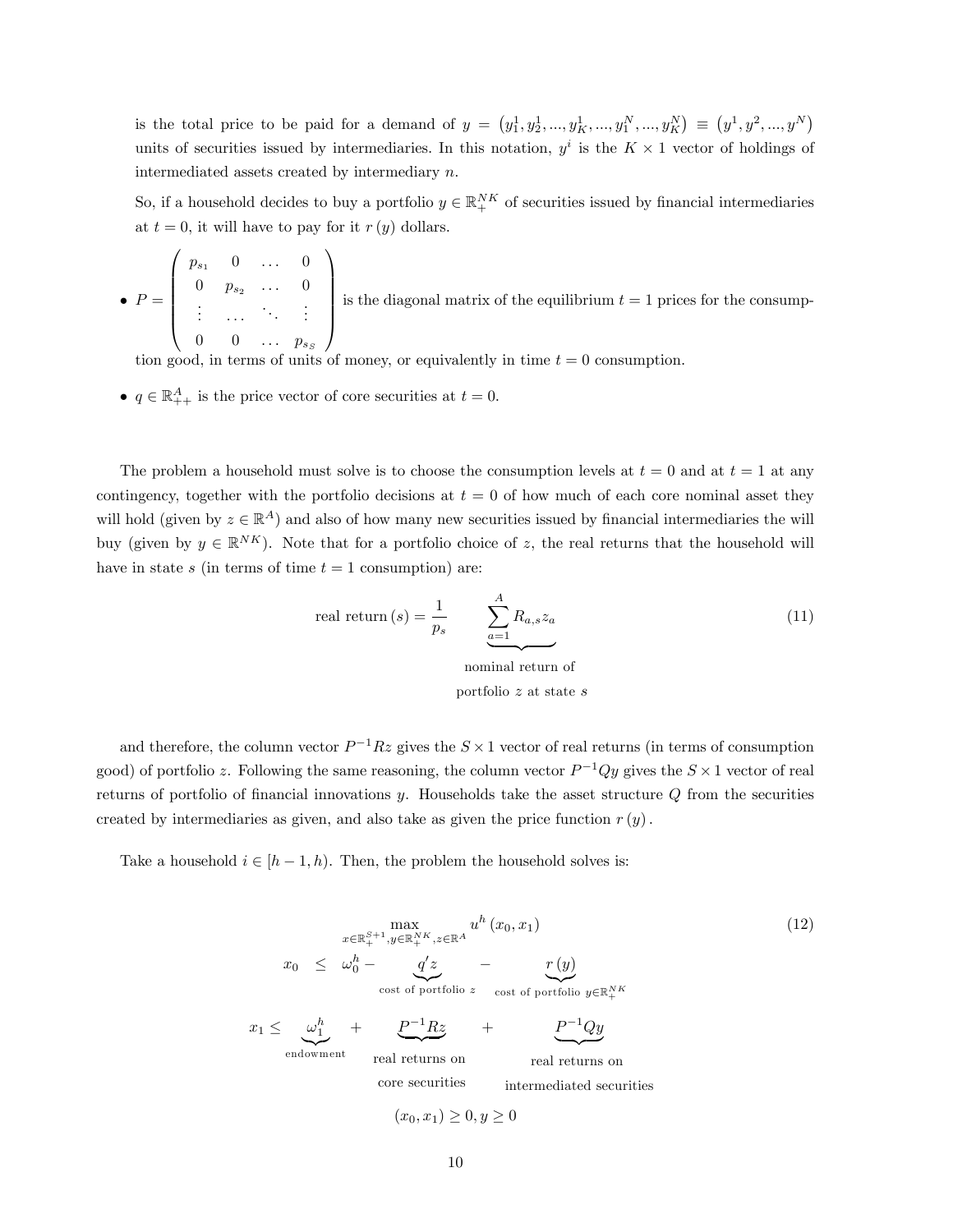is the total price to be paid for a demand of $y = \left(y_1^1, y_2^1, ..., y_K^1, ..., y_1^N, ..., y_K^N\right) \equiv \left(y^1, y^2, ..., y^N\right)$ units of securities issued by intermediaries. In this notation, $y^i$ is the $K \times 1$ vector of holdings of intermediated assets created by intermediary $n$.

So, if a household decides to buy a portfolio $y \in \mathbb{R}_+^{NK}$ of securities issued by financial intermediaries at $t = 0$, it will have to pay for it $r(y)$ dollars.

- $P = \begin{pmatrix} p_{s_1} & 0 & \dots & 0 \\ 0 & p_{s_2} & \dots & 0 \\ \vdots & \dots & \ddots & \vdots \\ 0 & 0 & \dots & p_{s_S} \end{pmatrix}$ is the diagonal matrix of the equilibrium $t = 1$ prices for the consumption good, in terms of units of money, or equivalently in time $t = 0$ consumption.

- $q \in \mathbb{R}_{++}^A$ is the price vector of core securities at $t = 0$.

The problem a household must solve is to choose the consumption levels at $t = 0$ and at $t = 1$ at any contingency, together with the portfolio decisions at $t = 0$ of how much of each core nominal asset they will hold (given by $z \in \mathbb{R}^A$) and also of how many new securities issued by financial intermediaries the will buy (given by $y \in \mathbb{R}^{NK}$). Note that for a portfolio choice of $z$, the real returns that the household will have in state $s$ (in terms of time $t = 1$ consumption) are:

$$\text{real return}(s) = \frac{1}{p_s} \underbrace{\sum_{a=1}^{A} R_{a,s} z_a}_{\substack{\text{nominal return of} \\ \text{portfolio } z \text{ at state } s}} \tag{11}$$

and therefore, the column vector $P^{-1}Rz$ gives the $S \times 1$ vector of real returns (in terms of consumption good) of portfolio $z$. Following the same reasoning, the column vector $P^{-1}Qy$ gives the $S \times 1$ vector of real returns of portfolio of financial innovations $y$. Households take the asset structure $Q$ from the securities created by intermediaries as given, and also take as given the price function $r(y)$.

Take a household $i \in [h-1, h)$. Then, the problem the household solves is:

$$\max_{x \in \mathbb{R}_+^{S+1}, y \in \mathbb{R}_+^{NK}, z \in \mathbb{R}^A} u^h(x_0, x_1) \tag{12}$$

$$x_0 \leq \omega_0^h - \underbrace{q'z}_{\text{cost of portfolio } z} - \underbrace{r(y)}_{\text{cost of portfolio } y \in \mathbb{R}_+^{NK}}$$

$$x_1 \leq \underbrace{\omega_1^h}_{\text{endowment}} + \underbrace{P^{-1}Rz}_{\substack{\text{real returns on} \\ \text{core securities}}} + \underbrace{P^{-1}Qy}_{\substack{\text{real returns on} \\ \text{intermediated securities}}}$$

$$(x_0, x_1) \geq 0, y \geq 0$$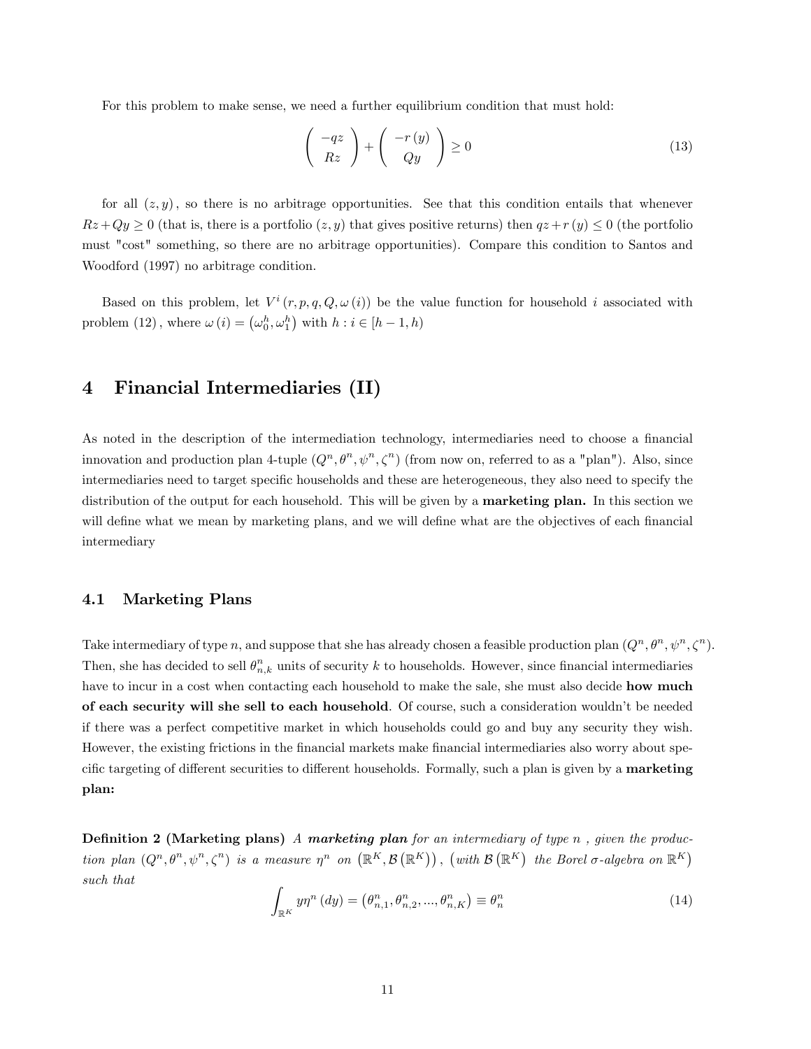For this problem to make sense, we need a further equilibrium condition that must hold:

$$\left( \begin{array}{c} -qz \\ Rz \end{array} \right) + \left( \begin{array}{c} -r(y) \\ Qy \end{array} \right) \geq 0 \tag{13}$$

for all $(z, y)$, so there is no arbitrage opportunities. See that this condition entails that whenever $Rz + Qy \geq 0$ (that is, there is a portfolio $(z, y)$ that gives positive returns) then $qz + r(y) \leq 0$ (the portfolio must "cost" something, so there are no arbitrage opportunities). Compare this condition to Santos and Woodford (1997) no arbitrage condition.

Based on this problem, let $V^i(r, p, q, Q, \omega(i))$ be the value function for household $i$ associated with problem $(12)$, where $\omega(i) = (\omega_0^h, \omega_1^h)$ with $h : i \in [h-1, h)$

# 4 Financial Intermediaries (II)

As noted in the description of the intermediation technology, intermediaries need to choose a financial innovation and production plan 4-tuple $(Q^n, \theta^n, \psi^n, \zeta^n)$ (from now on, referred to as a "plan"). Also, since intermediaries need to target specific households and these are heterogeneous, they also need to specify the distribution of the output for each household. This will be given by a **marketing plan.** In this section we will define what we mean by marketing plans, and we will define what are the objectives of each financial intermediary

## 4.1 Marketing Plans

Take intermediary of type $n$, and suppose that she has already chosen a feasible production plan $(Q^n, \theta^n, \psi^n, \zeta^n)$. Then, she has decided to sell $\theta_{n,k}^n$ units of security $k$ to households. However, since financial intermediaries have to incur in a cost when contacting each household to make the sale, she must also decide **how much of each security will she sell to each household**. Of course, such a consideration wouldn't be needed if there was a perfect competitive market in which households could go and buy any security they wish. However, the existing frictions in the financial markets make financial intermediaries also worry about specific targeting of different securities to different households. Formally, such a plan is given by a **marketing plan:**

**Definition 2 (Marketing plans)** *A **marketing plan** for an intermediary of type n , given the production plan $(Q^n, \theta^n, \psi^n, \zeta^n)$ is a measure $\eta^n$ on $(\mathbb{R}^K, \mathcal{B}(\mathbb{R}^K))$, (with $\mathcal{B}(\mathbb{R}^K)$ the Borel σ-algebra on $\mathbb{R}^K$) such that*

$$\int_{\mathbb{R}^K} y \eta^n(dy) = (\theta_{n,1}^n, \theta_{n,2}^n, ..., \theta_{n,K}^n) \equiv \theta_n^n \tag{14}$$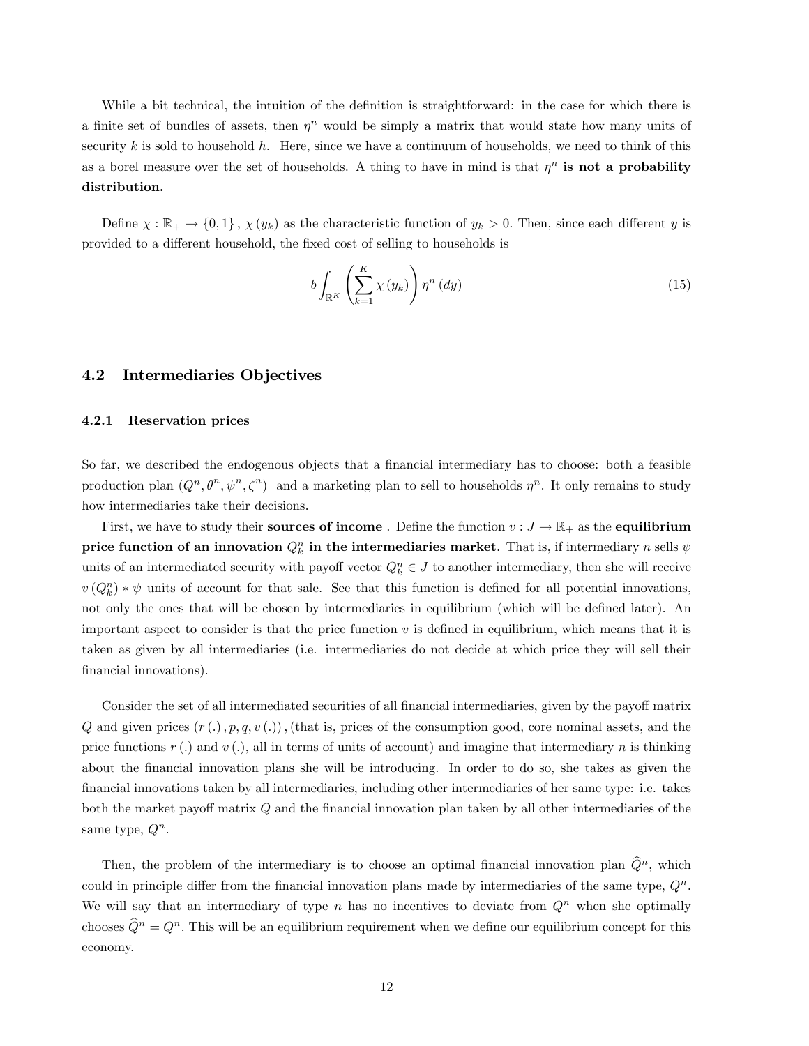While a bit technical, the intuition of the definition is straightforward: in the case for which there is a finite set of bundles of assets, then $\eta^n$ would be simply a matrix that would state how many units of security $k$ is sold to household $h$. Here, since we have a continuum of households, we need to think of this as a borel measure over the set of households. A thing to have in mind is that $\eta^n$ **is not a probability distribution.**

Define $\chi : \mathbb{R}_+ \rightarrow \{0,1\}$, $\chi(y_k)$ as the characteristic function of $y_k > 0$. Then, since each different $y$ is provided to a different household, the fixed cost of selling to households is

$$b \int_{\mathbb{R}^K} \left( \sum_{k=1}^{K} \chi(y_k) \right) \eta^n(dy) \tag{15}$$

## 4.2 Intermediaries Objectives

### 4.2.1 Reservation prices

So far, we described the endogenous objects that a financial intermediary has to choose: both a feasible production plan $(Q^n, \theta^n, \psi^n, \zeta^n)$ and a marketing plan to sell to households $\eta^n$. It only remains to study how intermediaries take their decisions.

First, we have to study their **sources of income** . Define the function $v : J \rightarrow \mathbb{R}_+$ as the **equilibrium price function of an innovation $Q_k^n$ in the intermediaries market**. That is, if intermediary $n$ sells $\psi$ units of an intermediated security with payoff vector $Q_k^n \in J$ to another intermediary, then she will receive $v(Q_k^n) * \psi$ units of account for that sale. See that this function is defined for all potential innovations, not only the ones that will be chosen by intermediaries in equilibrium (which will be defined later). An important aspect to consider is that the price function $v$ is defined in equilibrium, which means that it is taken as given by all intermediaries (i.e. intermediaries do not decide at which price they will sell their financial innovations).

Consider the set of all intermediated securities of all financial intermediaries, given by the payoff matrix $Q$ and given prices $(r(.), p, q, v(.))$, (that is, prices of the consumption good, core nominal assets, and the price functions $r(.)$ and $v(.)$, all in terms of units of account) and imagine that intermediary $n$ is thinking about the financial innovation plans she will be introducing. In order to do so, she takes as given the financial innovations taken by all intermediaries, including other intermediaries of her same type: i.e. takes both the market payoff matrix $Q$ and the financial innovation plan taken by all other intermediaries of the same type, $Q^n$.

Then, the problem of the intermediary is to choose an optimal financial innovation plan $\widehat{Q}^n$, which could in principle differ from the financial innovation plans made by intermediaries of the same type, $Q^n$. We will say that an intermediary of type $n$ has no incentives to deviate from $Q^n$ when she optimally chooses $\widehat{Q}^n = Q^n$. This will be an equilibrium requirement when we define our equilibrium concept for this economy.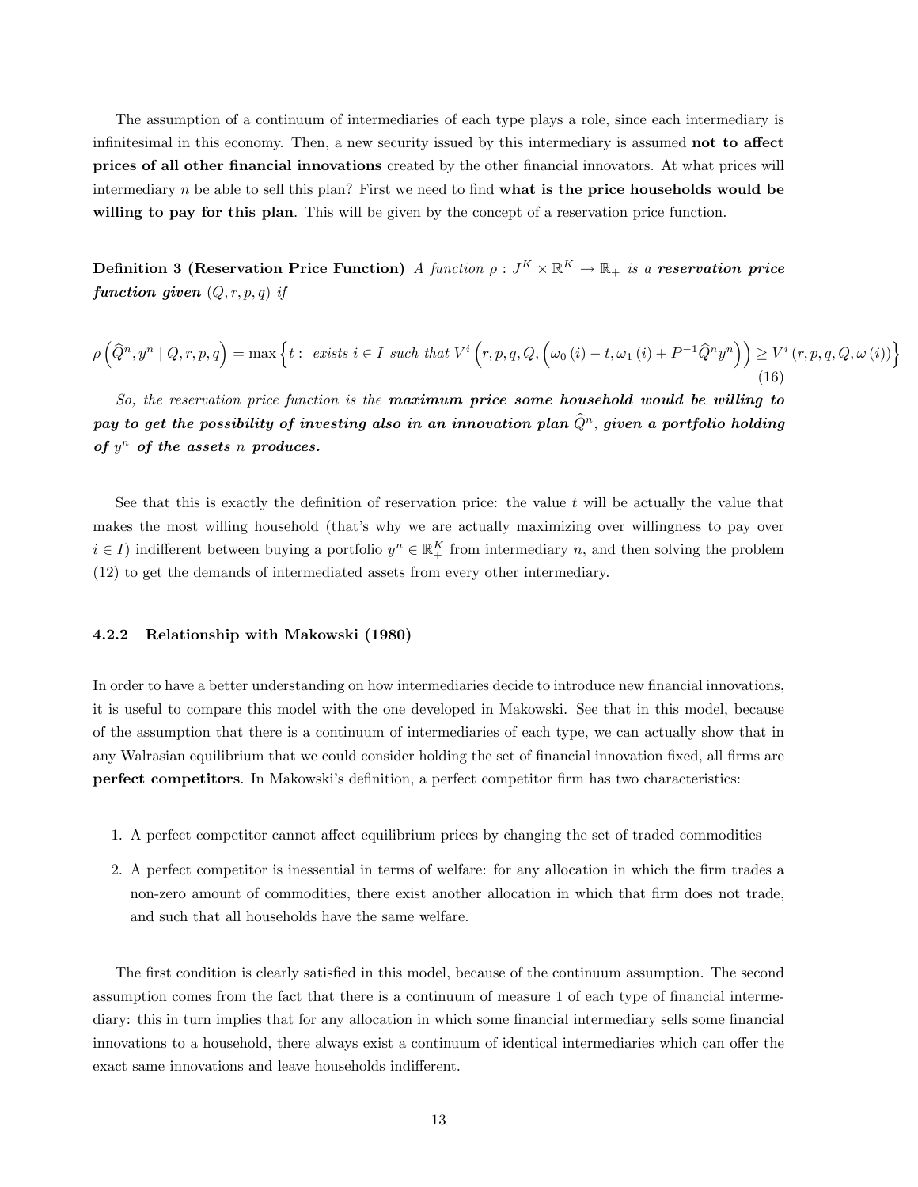The assumption of a continuum of intermediaries of each type plays a role, since each intermediary is infinitesimal in this economy. Then, a new security issued by this intermediary is assumed **not to affect prices of all other financial innovations** created by the other financial innovators. At what prices will intermediary $n$ be able to sell this plan? First we need to find **what is the price households would be willing to pay for this plan**. This will be given by the concept of a reservation price function.

**Definition 3 (Reservation Price Function)** *A function $\rho : J^K \times \mathbb{R}^K \to \mathbb{R}_+$ is a* ***reservation price function given*** *$(Q, r, p, q)$ if*

$$\rho\left(\widehat{Q}^n, y^n \mid Q, r, p, q\right) = \max\left\{t : \text{ exists } i \in I \text{ such that } V^i\left(r, p, q, Q, \left(\omega_0(i) - t, \omega_1(i) + P^{-1}\widehat{Q}^n y^n\right)\right) \geq V^i\left(r, p, q, Q, \omega(i)\right)\right\} \tag{16}$$

*So, the reservation price function is the* ***maximum price some household would be willing to pay to get the possibility of investing also in an innovation plan $\widehat{Q}^n$, given a portfolio holding of $y^n$ of the assets $n$ produces.***

See that this is exactly the definition of reservation price: the value $t$ will be actually the value that makes the most willing household (that's why we are actually maximizing over willingness to pay over $i \in I$) indifferent between buying a portfolio $y^n \in \mathbb{R}_+^K$ from intermediary $n$, and then solving the problem (12) to get the demands of intermediated assets from every other intermediary.

#### 4.2.2 Relationship with Makowski (1980)

In order to have a better understanding on how intermediaries decide to introduce new financial innovations, it is useful to compare this model with the one developed in Makowski. See that in this model, because of the assumption that there is a continuum of intermediaries of each type, we can actually show that in any Walrasian equilibrium that we could consider holding the set of financial innovation fixed, all firms are **perfect competitors**. In Makowski's definition, a perfect competitor firm has two characteristics:

1. A perfect competitor cannot affect equilibrium prices by changing the set of traded commodities
2. A perfect competitor is inessential in terms of welfare: for any allocation in which the firm trades a non-zero amount of commodities, there exist another allocation in which that firm does not trade, and such that all households have the same welfare.

The first condition is clearly satisfied in this model, because of the continuum assumption. The second assumption comes from the fact that there is a continuum of measure 1 of each type of financial intermediary: this in turn implies that for any allocation in which some financial intermediary sells some financial innovations to a household, there always exist a continuum of identical intermediaries which can offer the exact same innovations and leave households indifferent.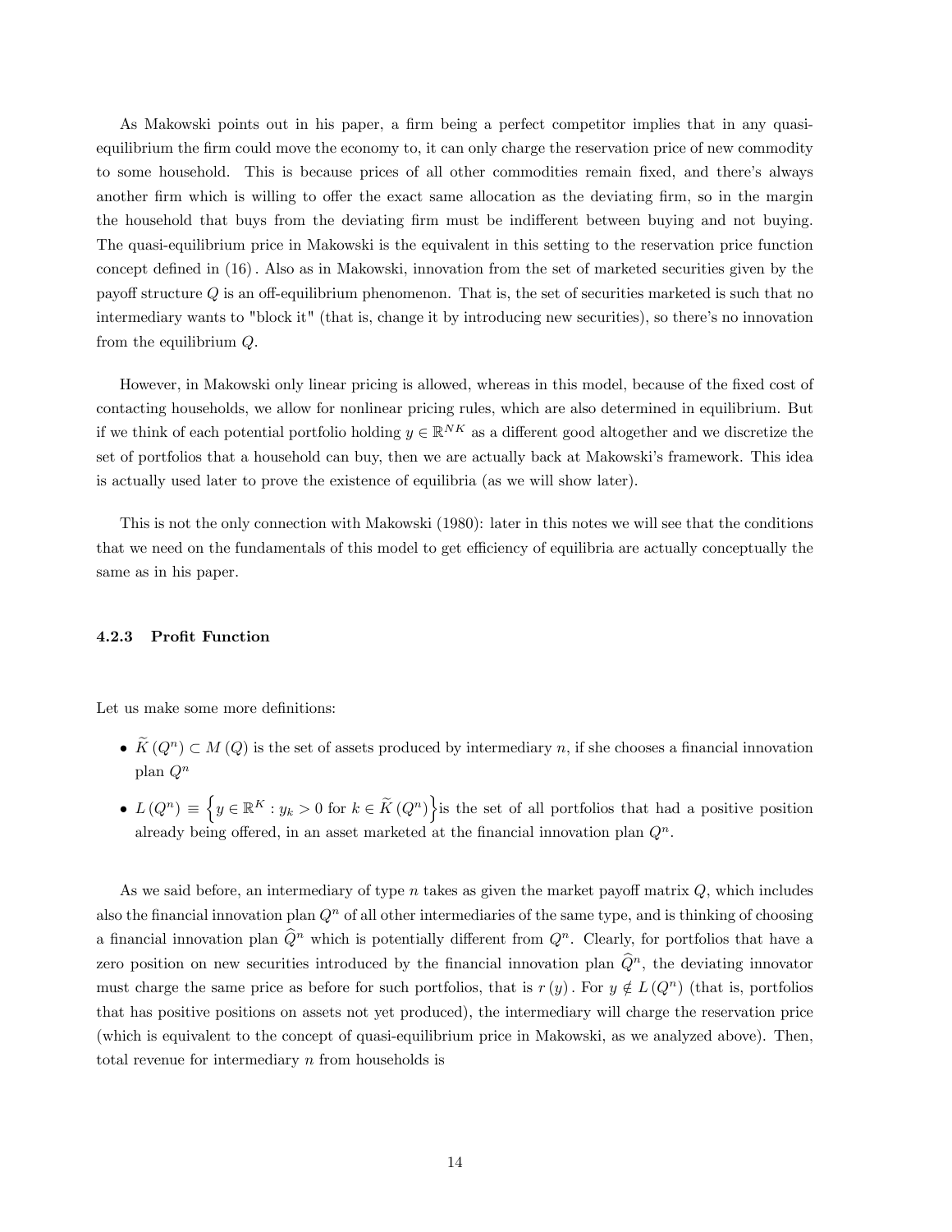As Makowski points out in his paper, a firm being a perfect competitor implies that in any quasi-equilibrium the firm could move the economy to, it can only charge the reservation price of new commodity to some household. This is because prices of all other commodities remain fixed, and there's always another firm which is willing to offer the exact same allocation as the deviating firm, so in the margin the household that buys from the deviating firm must be indifferent between buying and not buying. The quasi-equilibrium price in Makowski is the equivalent in this setting to the reservation price function concept defined in (16). Also as in Makowski, innovation from the set of marketed securities given by the payoff structure $Q$ is an off-equilibrium phenomenon. That is, the set of securities marketed is such that no intermediary wants to "block it" (that is, change it by introducing new securities), so there's no innovation from the equilibrium $Q$.

However, in Makowski only linear pricing is allowed, whereas in this model, because of the fixed cost of contacting households, we allow for nonlinear pricing rules, which are also determined in equilibrium. But if we think of each potential portfolio holding $y \in \mathbb{R}^{NK}$ as a different good altogether and we discretize the set of portfolios that a household can buy, then we are actually back at Makowski's framework. This idea is actually used later to prove the existence of equilibria (as we will show later).

This is not the only connection with Makowski (1980): later in this notes we will see that the conditions that we need on the fundamentals of this model to get efficiency of equilibria are actually conceptually the same as in his paper.

#### 4.2.3 Profit Function

Let us make some more definitions:

- $\widetilde{K}(Q^n) \subset M(Q)$ is the set of assets produced by intermediary $n$, if she chooses a financial innovation plan $Q^n$
- $L(Q^n) \equiv \left\{y \in \mathbb{R}^K : y_k > 0 \text{ for } k \in \widetilde{K}(Q^n)\right\}$ is the set of all portfolios that had a positive position already being offered, in an asset marketed at the financial innovation plan $Q^n$.

As we said before, an intermediary of type $n$ takes as given the market payoff matrix $Q$, which includes also the financial innovation plan $Q^n$ of all other intermediaries of the same type, and is thinking of choosing a financial innovation plan $\widehat{Q}^n$ which is potentially different from $Q^n$. Clearly, for portfolios that have a zero position on new securities introduced by the financial innovation plan $\widehat{Q}^n$, the deviating innovator must charge the same price as before for such portfolios, that is $r(y)$. For $y \notin L(Q^n)$ (that is, portfolios that has positive positions on assets not yet produced), the intermediary will charge the reservation price (which is equivalent to the concept of quasi-equilibrium price in Makowski, as we analyzed above). Then, total revenue for intermediary $n$ from households is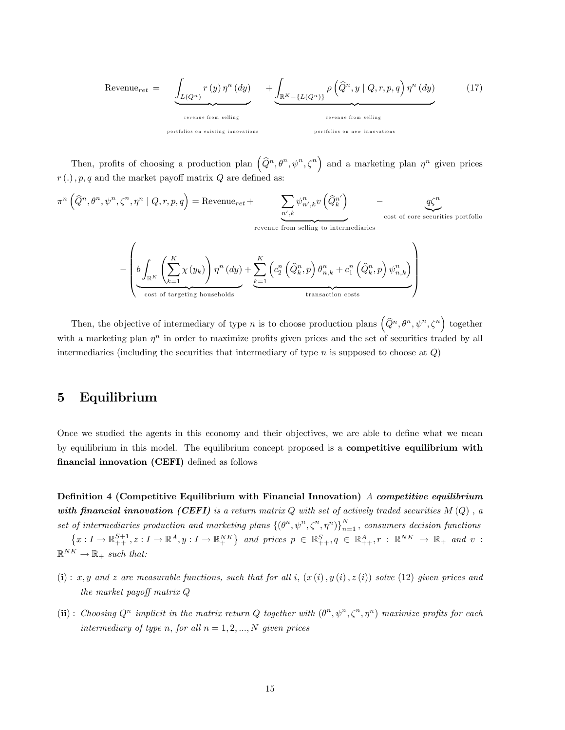$$
\text{Revenue}_{ret} = \underbrace{\int_{L(Q^n)} r(y)\,\eta^n(dy)}_{\substack{\text{revenue from selling} \\ \text{portfolios on existing innovations}}} + \underbrace{\int_{\mathbb{R}^K - \{L(Q^n)\}} \rho\left(\widehat{Q}^n, y \mid Q, r, p, q\right)\eta^n(dy)}_{\substack{\text{revenue from selling} \\ \text{portfolios on new innovations}}} \tag{17}
$$

Then, profits of choosing a production plan $\left(\widehat{Q}^n, \theta^n, \psi^n, \zeta^n\right)$ and a marketing plan $\eta^n$ given prices $r(.)\,, p, q$ and the market payoff matrix $Q$ are defined as:

$$
\pi^n\left(\widehat{Q}^n, \theta^n, \psi^n, \zeta^n, \eta^n \mid Q, r, p, q\right) = \text{Revenue}_{ret} + \underbrace{\sum_{n',k} \psi^n_{n',k} v\left(\widehat{Q}^{n'}_k\right)}_{\text{revenue from selling to intermediaries}} - \underbrace{q\zeta^n}_{\text{cost of core securities portfolio}}
$$

$$
- \left( \underbrace{b\int_{\mathbb{R}^K}\left(\sum_{k=1}^K \chi(y_k)\right)\eta^n(dy)}_{\text{cost of targeting households}} + \underbrace{\sum_{k=1}^K \left(c_2^n\left(\widehat{Q}^n_k, p\right)\theta^n_{n,k} + c_1^n\left(\widehat{Q}^n_k, p\right)\psi^n_{n,k}\right)}_{\text{transaction costs}} \right)
$$

Then, the objective of intermediary of type $n$ is to choose production plans $\left(\widehat{Q}^n, \theta^n, \psi^n, \zeta^n\right)$ together with a marketing plan $\eta^n$ in order to maximize profits given prices and the set of securities traded by all intermediaries (including the securities that intermediary of type $n$ is supposed to choose at $Q$)

# 5 Equilibrium

Once we studied the agents in this economy and their objectives, we are able to define what we mean by equilibrium in this model. The equilibrium concept proposed is a **competitive equilibrium with financial innovation (CEFI)** defined as follows

**Definition 4 (Competitive Equilibrium with Financial Innovation)** *A **competitive equilibrium with financial innovation (CEFI)** is a return matrix $Q$ with set of actively traded securities $M(Q)$, a set of intermediaries production and marketing plans $\{(\theta^n, \psi^n, \zeta^n, \eta^n)\}_{n=1}^N$, consumers decision functions $\left\{x : I \to \mathbb{R}^{S+1}_{++}, z : I \to \mathbb{R}^A, y : I \to \mathbb{R}^{NK}_+\right\}$ and prices $p \in \mathbb{R}^S_{++}, q \in \mathbb{R}^A_{++}, r : \mathbb{R}^{NK} \to \mathbb{R}_+$ and $v : \mathbb{R}^{NK} \to \mathbb{R}_+$ such that:*

- **(i)** : *$x, y$ and $z$ are measurable functions, such that for all $i$, $(x(i), y(i), z(i))$ solve (12) given prices and the market payoff matrix $Q$*
- **(ii)** : *Choosing $Q^n$ implicit in the matrix return $Q$ together with $(\theta^n, \psi^n, \zeta^n, \eta^n)$ maximize profits for each intermediary of type $n$, for all $n = 1, 2, ..., N$ given prices*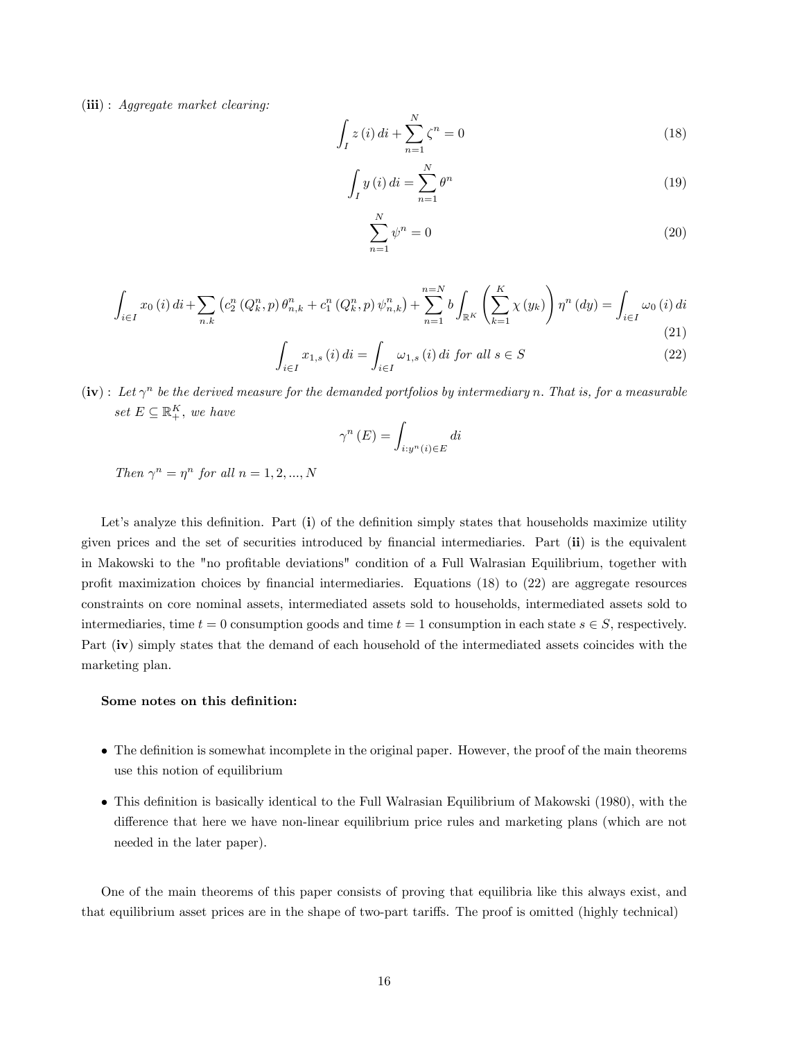**(iii)** : *Aggregate market clearing:*

$$\int_I z(i)\,di + \sum_{n=1}^{N} \zeta^n = 0 \tag{18}$$

$$\int_I y(i)\,di = \sum_{n=1}^{N} \theta^n \tag{19}$$

$$\sum_{n=1}^{N} \psi^n = 0 \tag{20}$$

$$\int_{i\in I} x_0(i)\,di + \sum_{n.k} \left(c_2^n(Q_k^n, p)\,\theta_{n,k}^n + c_1^n(Q_k^n, p)\,\psi_{n,k}^n\right) + \sum_{n=1}^{n=N} b \int_{\mathbb{R}^K} \left(\sum_{k=1}^{K} \chi(y_k)\right) \eta^n(dy) = \int_{i\in I} \omega_0(i)\,di \tag{21}$$

$$\int_{i\in I} x_{1,s}(i)\,di = \int_{i\in I} \omega_{1,s}(i)\,di \text{ for all } s \in S \tag{22}$$

**(iv)** : *Let $\gamma^n$ be the derived measure for the demanded portfolios by intermediary $n$. That is, for a measurable set $E \subseteq \mathbb{R}_+^K$, we have*

$$\gamma^n(E) = \int_{i:y^n(i)\in E} di$$

*Then $\gamma^n = \eta^n$ for all $n = 1, 2, ..., N$*

Let's analyze this definition. Part (**i**) of the definition simply states that households maximize utility given prices and the set of securities introduced by financial intermediaries. Part (**ii**) is the equivalent in Makowski to the "no profitable deviations" condition of a Full Walrasian Equilibrium, together with profit maximization choices by financial intermediaries. Equations (18) to (22) are aggregate resources constraints on core nominal assets, intermediated assets sold to households, intermediated assets sold to intermediaries, time $t = 0$ consumption goods and time $t = 1$ consumption in each state $s \in S$, respectively. Part (**iv**) simply states that the demand of each household of the intermediated assets coincides with the marketing plan.

**Some notes on this definition:**

- The definition is somewhat incomplete in the original paper. However, the proof of the main theorems use this notion of equilibrium
- This definition is basically identical to the Full Walrasian Equilibrium of Makowski (1980), with the difference that here we have non-linear equilibrium price rules and marketing plans (which are not needed in the later paper).

One of the main theorems of this paper consists of proving that equilibria like this always exist, and that equilibrium asset prices are in the shape of two-part tariffs. The proof is omitted (highly technical)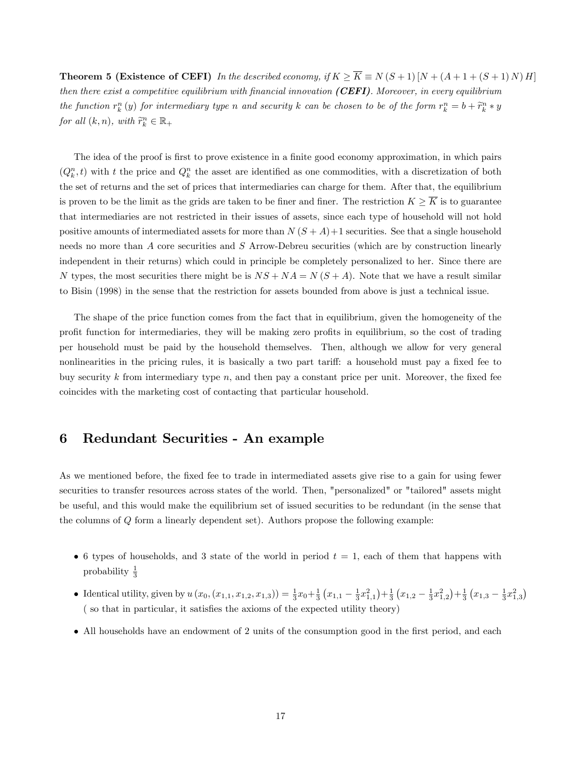**Theorem 5 (Existence of CEFI)** *In the described economy, if $K \geq \overline{K} \equiv N(S+1)[N+(A+1+(S+1)N)H]$ then there exist a competitive equilibrium with financial innovation **(CEFI)**. Moreover, in every equilibrium the function $r_k^n(y)$ for intermediary type $n$ and security $k$ can be chosen to be of the form $r_k^n = b + \widetilde{r}_k^n * y$ for all $(k,n)$, with $\widetilde{r}_k^n \in \mathbb{R}_+$*

The idea of the proof is first to prove existence in a finite good economy approximation, in which pairs $(Q_k^n, t)$ with $t$ the price and $Q_k^n$ the asset are identified as one commodities, with a discretization of both the set of returns and the set of prices that intermediaries can charge for them. After that, the equilibrium is proven to be the limit as the grids are taken to be finer and finer. The restriction $K \geq \overline{K}$ is to guarantee that intermediaries are not restricted in their issues of assets, since each type of household will not hold positive amounts of intermediated assets for more than $N(S+A)+1$ securities. See that a single household needs no more than $A$ core securities and $S$ Arrow-Debreu securities (which are by construction linearly independent in their returns) which could in principle be completely personalized to her. Since there are $N$ types, the most securities there might be is $NS + NA = N(S+A)$. Note that we have a result similar to Bisin (1998) in the sense that the restriction for assets bounded from above is just a technical issue.

The shape of the price function comes from the fact that in equilibrium, given the homogeneity of the profit function for intermediaries, they will be making zero profits in equilibrium, so the cost of trading per household must be paid by the household themselves. Then, although we allow for very general nonlinearities in the pricing rules, it is basically a two part tariff: a household must pay a fixed fee to buy security $k$ from intermediary type $n$, and then pay a constant price per unit. Moreover, the fixed fee coincides with the marketing cost of contacting that particular household.

# 6 Redundant Securities - An example

As we mentioned before, the fixed fee to trade in intermediated assets give rise to a gain for using fewer securities to transfer resources across states of the world. Then, "personalized" or "tailored" assets might be useful, and this would make the equilibrium set of issued securities to be redundant (in the sense that the columns of $Q$ form a linearly dependent set). Authors propose the following example:

- 6 types of households, and 3 state of the world in period $t = 1$, each of them that happens with probability $\frac{1}{3}$
- Identical utility, given by $u(x_0, (x_{1,1}, x_{1,2}, x_{1,3})) = \frac{1}{3}x_0 + \frac{1}{3}\left(x_{1,1} - \frac{1}{3}x_{1,1}^2\right) + \frac{1}{3}\left(x_{1,2} - \frac{1}{3}x_{1,2}^2\right) + \frac{1}{3}\left(x_{1,3} - \frac{1}{3}x_{1,3}^2\right)$ ( so that in particular, it satisfies the axioms of the expected utility theory)
- All households have an endowment of 2 units of the consumption good in the first period, and each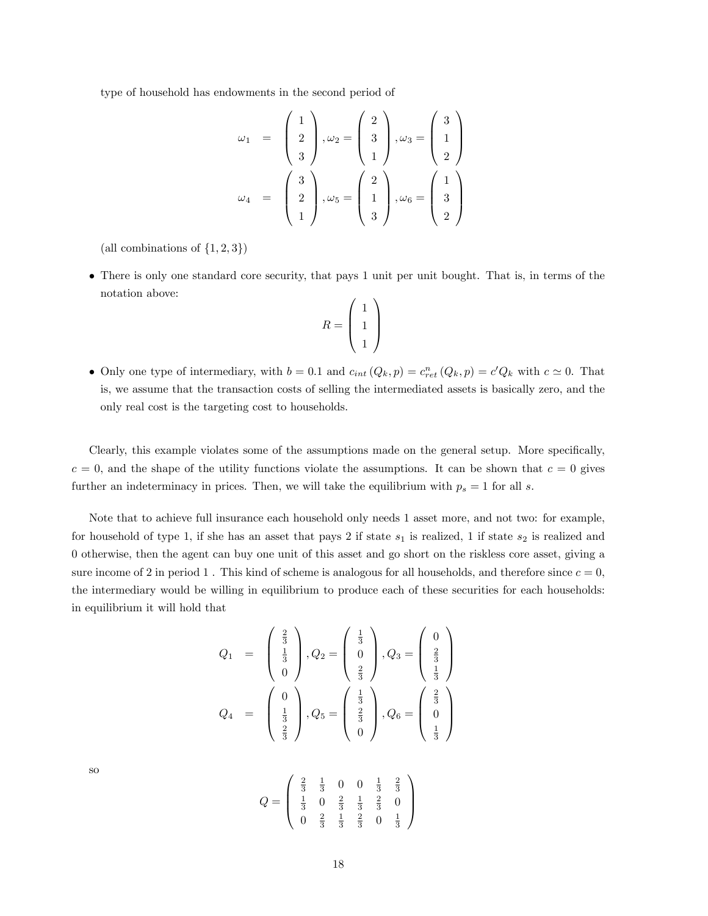type of household has endowments in the second period of

$$
\omega_1 = \begin{pmatrix} 1 \\ 2 \\ 3 \end{pmatrix}, \omega_2 = \begin{pmatrix} 2 \\ 3 \\ 1 \end{pmatrix}, \omega_3 = \begin{pmatrix} 3 \\ 1 \\ 2 \end{pmatrix}
$$

$$
\omega_4 = \begin{pmatrix} 3 \\ 2 \\ 1 \end{pmatrix}, \omega_5 = \begin{pmatrix} 2 \\ 1 \\ 3 \end{pmatrix}, \omega_6 = \begin{pmatrix} 1 \\ 3 \\ 2 \end{pmatrix}
$$

(all combinations of $\{1, 2, 3\}$)

- There is only one standard core security, that pays 1 unit per unit bought. That is, in terms of the notation above:

$$
R = \begin{pmatrix} 1 \\ 1 \\ 1 \end{pmatrix}
$$

- Only one type of intermediary, with $b = 0.1$ and $c_{int}(Q_k, p) = c^n_{ret}(Q_k, p) = c' Q_k$ with $c \simeq 0$. That is, we assume that the transaction costs of selling the intermediated assets is basically zero, and the only real cost is the targeting cost to households.

Clearly, this example violates some of the assumptions made on the general setup. More specifically, $c = 0$, and the shape of the utility functions violate the assumptions. It can be shown that $c = 0$ gives further an indeterminacy in prices. Then, we will take the equilibrium with $p_s = 1$ for all $s$.

Note that to achieve full insurance each household only needs 1 asset more, and not two: for example, for household of type 1, if she has an asset that pays 2 if state $s_1$ is realized, 1 if state $s_2$ is realized and 0 otherwise, then the agent can buy one unit of this asset and go short on the riskless core asset, giving a sure income of 2 in period 1 . This kind of scheme is analogous for all households, and therefore since $c = 0$, the intermediary would be willing in equilibrium to produce each of these securities for each households: in equilibrium it will hold that

$$
Q_1 = \begin{pmatrix} \frac{2}{3} \\ \frac{1}{3} \\ 0 \end{pmatrix}, Q_2 = \begin{pmatrix} \frac{1}{3} \\ 0 \\ \frac{2}{3} \end{pmatrix}, Q_3 = \begin{pmatrix} 0 \\ \frac{2}{3} \\ \frac{1}{3} \end{pmatrix}
$$

$$
Q_4 = \begin{pmatrix} 0 \\ \frac{1}{3} \\ \frac{2}{3} \end{pmatrix}, Q_5 = \begin{pmatrix} \frac{1}{3} \\ \frac{2}{3} \\ 0 \end{pmatrix}, Q_6 = \begin{pmatrix} \frac{2}{3} \\ 0 \\ \frac{1}{3} \end{pmatrix}
$$

so

$$
Q = \begin{pmatrix} \frac{2}{3} & \frac{1}{3} & 0 & 0 & \frac{1}{3} & \frac{2}{3} \\ \frac{1}{3} & 0 & \frac{2}{3} & \frac{1}{3} & \frac{2}{3} & 0 \\ 0 & \frac{2}{3} & \frac{1}{3} & \frac{2}{3} & 0 & \frac{1}{3} \end{pmatrix}
$$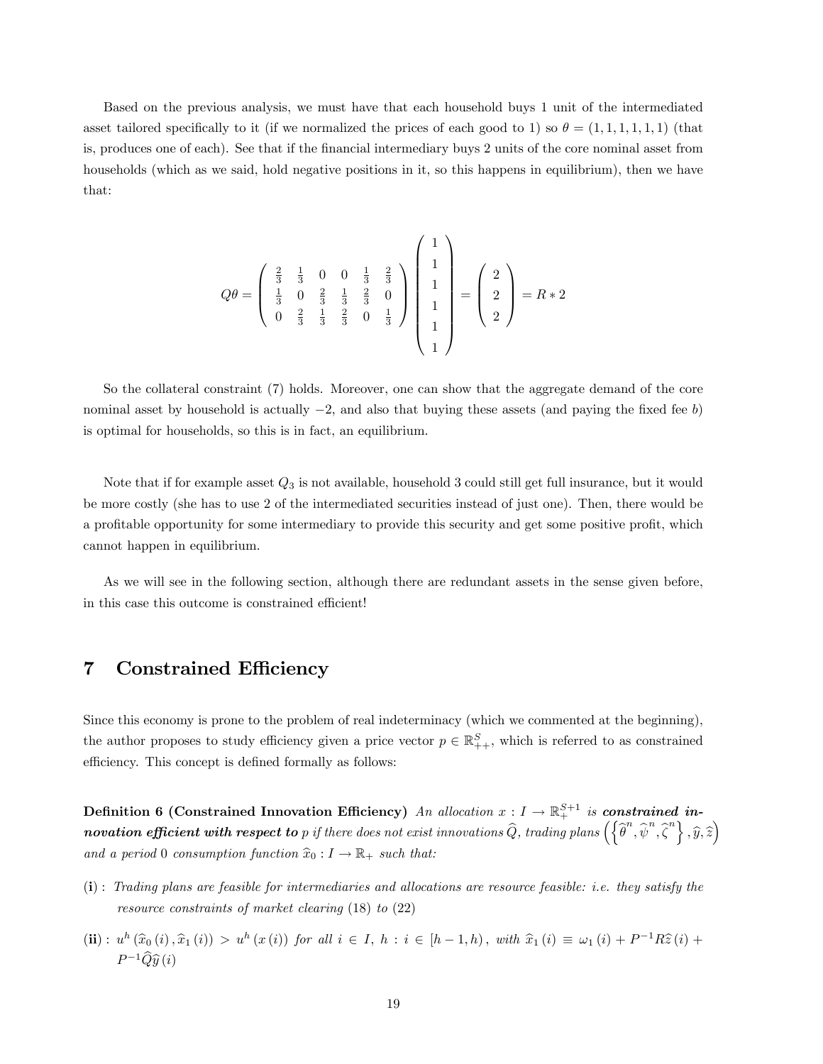Based on the previous analysis, we must have that each household buys 1 unit of the intermediated asset tailored specifically to it (if we normalized the prices of each good to 1) so $\theta = (1, 1, 1, 1, 1, 1)$ (that is, produces one of each). See that if the financial intermediary buys 2 units of the core nominal asset from households (which as we said, hold negative positions in it, so this happens in equilibrium), then we have that:

$$Q\theta = \begin{pmatrix} \frac{2}{3} & \frac{1}{3} & 0 & 0 & \frac{1}{3} & \frac{2}{3} \\ \frac{1}{3} & 0 & \frac{2}{3} & \frac{1}{3} & \frac{2}{3} & 0 \\ 0 & \frac{2}{3} & \frac{1}{3} & \frac{2}{3} & 0 & \frac{1}{3} \end{pmatrix} \begin{pmatrix} 1 \\ 1 \\ 1 \\ 1 \\ 1 \\ 1 \end{pmatrix} = \begin{pmatrix} 2 \\ 2 \\ 2 \end{pmatrix} = R * 2$$

So the collateral constraint (7) holds. Moreover, one can show that the aggregate demand of the core nominal asset by household is actually $-2$, and also that buying these assets (and paying the fixed fee $b$) is optimal for households, so this is in fact, an equilibrium.

Note that if for example asset $Q_3$ is not available, household 3 could still get full insurance, but it would be more costly (she has to use 2 of the intermediated securities instead of just one). Then, there would be a profitable opportunity for some intermediary to provide this security and get some positive profit, which cannot happen in equilibrium.

As we will see in the following section, although there are redundant assets in the sense given before, in this case this outcome is constrained efficient!

# 7 Constrained Efficiency

Since this economy is prone to the problem of real indeterminacy (which we commented at the beginning), the author proposes to study efficiency given a price vector $p \in \mathbb{R}^S_{++}$, which is referred to as constrained efficiency. This concept is defined formally as follows:

**Definition 6 (Constrained Innovation Efficiency)** *An allocation $x : I \to \mathbb{R}^{S+1}_+$ is **constrained innovation efficient with respect to** $p$ if there does not exist innovations $\widehat{Q}$, trading plans $\left(\left\{\widehat{\theta}^n, \widehat{\psi}^n, \widehat{\zeta}^n\right\}, \widehat{y}, \widehat{z}\right)$ and a period 0 consumption function $\widehat{x}_0 : I \to \mathbb{R}_+$ such that:*

- **(i)** : *Trading plans are feasible for intermediaries and allocations are resource feasible: i.e. they satisfy the resource constraints of market clearing* (18) *to* (22)
- **(ii)** : $u^h(\widehat{x}_0(i), \widehat{x}_1(i)) > u^h(x(i))$ *for all $i \in I$, $h : i \in [h-1, h)$, with $\widehat{x}_1(i) \equiv \omega_1(i) + P^{-1}R\widehat{z}(i) + P^{-1}\widehat{Q}\widehat{y}(i)$*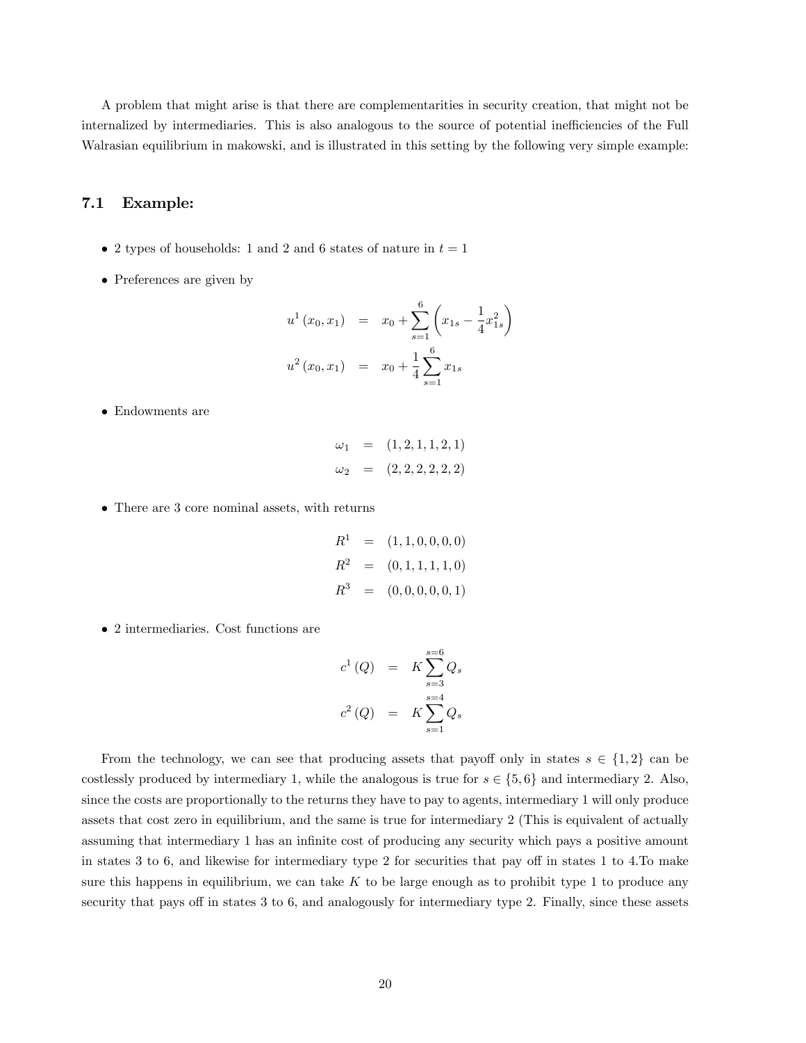A problem that might arise is that there are complementarities in security creation, that might not be internalized by intermediaries. This is also analogous to the source of potential inefficiencies of the Full Walrasian equilibrium in makowski, and is illustrated in this setting by the following very simple example:

### 7.1 Example:

- 2 types of households: 1 and 2 and 6 states of nature in $t = 1$
- Preferences are given by

$$
\begin{aligned}
u^1(x_0, x_1) &= x_0 + \sum_{s=1}^{6} \left( x_{1s} - \frac{1}{4} x_{1s}^2 \right) \\
u^2(x_0, x_1) &= x_0 + \frac{1}{4} \sum_{s=1}^{6} x_{1s}
\end{aligned}
$$

- Endowments are

$$
\begin{aligned}
\omega_1 &= (1, 2, 1, 1, 2, 1) \\
\omega_2 &= (2, 2, 2, 2, 2, 2)
\end{aligned}
$$

- There are 3 core nominal assets, with returns

$$
\begin{aligned}
R^1 &= (1, 1, 0, 0, 0, 0) \\
R^2 &= (0, 1, 1, 1, 1, 0) \\
R^3 &= (0, 0, 0, 0, 0, 1)
\end{aligned}
$$

- 2 intermediaries. Cost functions are

$$
\begin{aligned}
c^1(Q) &= K \sum_{s=3}^{s=6} Q_s \\
c^2(Q) &= K \sum_{s=1}^{s=4} Q_s
\end{aligned}
$$

From the technology, we can see that producing assets that payoff only in states $s \in \{1, 2\}$ can be costlessly produced by intermediary 1, while the analogous is true for $s \in \{5, 6\}$ and intermediary 2. Also, since the costs are proportionally to the returns they have to pay to agents, intermediary 1 will only produce assets that cost zero in equilibrium, and the same is true for intermediary 2 (This is equivalent of actually assuming that intermediary 1 has an infinite cost of producing any security which pays a positive amount in states 3 to 6, and likewise for intermediary type 2 for securities that pay off in states 1 to 4.To make sure this happens in equilibrium, we can take $K$ to be large enough as to prohibit type 1 to produce any security that pays off in states 3 to 6, and analogously for intermediary type 2. Finally, since these assets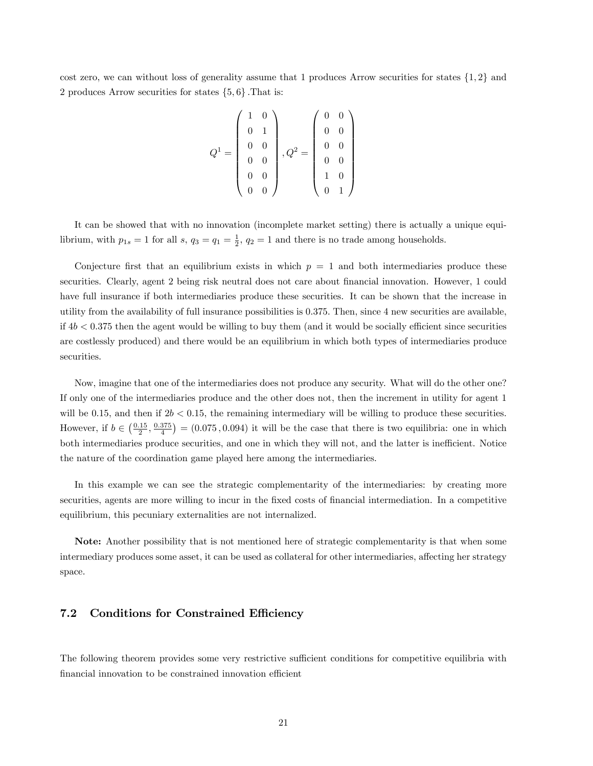cost zero, we can without loss of generality assume that 1 produces Arrow securities for states $\{1, 2\}$ and 2 produces Arrow securities for states $\{5, 6\}$ .That is:

$$Q^1 = \begin{pmatrix} 1 & 0 \\ 0 & 1 \\ 0 & 0 \\ 0 & 0 \\ 0 & 0 \\ 0 & 0 \end{pmatrix}, Q^2 = \begin{pmatrix} 0 & 0 \\ 0 & 0 \\ 0 & 0 \\ 0 & 0 \\ 1 & 0 \\ 0 & 1 \end{pmatrix}$$

It can be showed that with no innovation (incomplete market setting) there is actually a unique equilibrium, with $p_{1s} = 1$ for all $s$, $q_3 = q_1 = \frac{1}{2}$, $q_2 = 1$ and there is no trade among households.

Conjecture first that an equilibrium exists in which $p = 1$ and both intermediaries produce these securities. Clearly, agent 2 being risk neutral does not care about financial innovation. However, 1 could have full insurance if both intermediaries produce these securities. It can be shown that the increase in utility from the availability of full insurance possibilities is 0.375. Then, since 4 new securities are available, if $4b < 0.375$ then the agent would be willing to buy them (and it would be socially efficient since securities are costlessly produced) and there would be an equilibrium in which both types of intermediaries produce securities.

Now, imagine that one of the intermediaries does not produce any security. What will do the other one? If only one of the intermediaries produce and the other does not, then the increment in utility for agent 1 will be 0.15, and then if $2b < 0.15$, the remaining intermediary will be willing to produce these securities. However, if $b \in \left(\frac{0.15}{2}, \frac{0.375}{4}\right) = (0.075\,, 0.094)$ it will be the case that there is two equilibria: one in which both intermediaries produce securities, and one in which they will not, and the latter is inefficient. Notice the nature of the coordination game played here among the intermediaries.

In this example we can see the strategic complementarity of the intermediaries: by creating more securities, agents are more willing to incur in the fixed costs of financial intermediation. In a competitive equilibrium, this pecuniary externalities are not internalized.

**Note:** Another possibility that is not mentioned here of strategic complementarity is that when some intermediary produces some asset, it can be used as collateral for other intermediaries, affecting her strategy space.

## 7.2 Conditions for Constrained Efficiency

The following theorem provides some very restrictive sufficient conditions for competitive equilibria with financial innovation to be constrained innovation efficient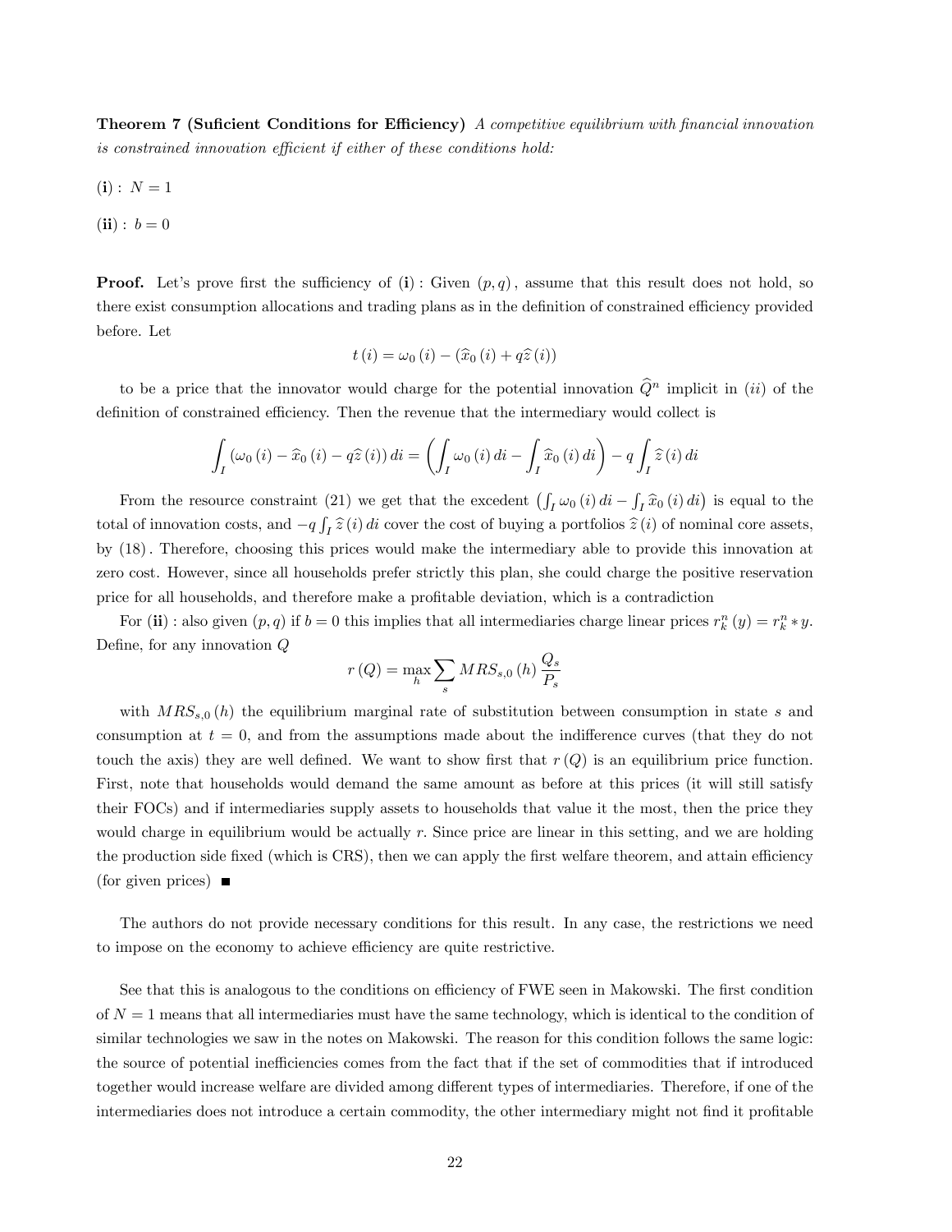**Theorem 7 (Suficient Conditions for Efficiency)** *A competitive equilibrium with financial innovation is constrained innovation efficient if either of these conditions hold:*

$(\mathbf{i}): \ N = 1$

$(\mathbf{ii}): \ b = 0$

**Proof.** Let's prove first the sufficiency of $(\mathbf{i})$ : Given $(p, q)$, assume that this result does not hold, so there exist consumption allocations and trading plans as in the definition of constrained efficiency provided before. Let

$$t(i) = \omega_0(i) - (\widehat{x}_0(i) + q\widehat{z}(i))$$

to be a price that the innovator would charge for the potential innovation $\widehat{Q}^n$ implicit in $(ii)$ of the definition of constrained efficiency. Then the revenue that the intermediary would collect is

$$\int_I (\omega_0(i) - \widehat{x}_0(i) - q\widehat{z}(i))\, di = \left( \int_I \omega_0(i)\, di - \int_I \widehat{x}_0(i)\, di \right) - q \int_I \widehat{z}(i)\, di$$

From the resource constraint (21) we get that the excedent $\left(\int_I \omega_0(i)\, di - \int_I \widehat{x}_0(i)\, di\right)$ is equal to the total of innovation costs, and $-q \int_I \widehat{z}(i)\, di$ cover the cost of buying a portfolios $\widehat{z}(i)$ of nominal core assets, by (18). Therefore, choosing this prices would make the intermediary able to provide this innovation at zero cost. However, since all households prefer strictly this plan, she could charge the positive reservation price for all households, and therefore make a profitable deviation, which is a contradiction

For $(\mathbf{ii})$ : also given $(p, q)$ if $b = 0$ this implies that all intermediaries charge linear prices $r_k^n(y) = r_k^n * y$. Define, for any innovation $Q$

$$r(Q) = \max_h \sum_s MRS_{s,0}(h) \frac{Q_s}{P_s}$$

with $MRS_{s,0}(h)$ the equilibrium marginal rate of substitution between consumption in state $s$ and consumption at $t = 0$, and from the assumptions made about the indifference curves (that they do not touch the axis) they are well defined. We want to show first that $r(Q)$ is an equilibrium price function. First, note that households would demand the same amount as before at this prices (it will still satisfy their FOCs) and if intermediaries supply assets to households that value it the most, then the price they would charge in equilibrium would be actually $r$. Since price are linear in this setting, and we are holding the production side fixed (which is CRS), then we can apply the first welfare theorem, and attain efficiency (for given prices) ∎

The authors do not provide necessary conditions for this result. In any case, the restrictions we need to impose on the economy to achieve efficiency are quite restrictive.

See that this is analogous to the conditions on efficiency of FWE seen in Makowski. The first condition of $N = 1$ means that all intermediaries must have the same technology, which is identical to the condition of similar technologies we saw in the notes on Makowski. The reason for this condition follows the same logic: the source of potential inefficiencies comes from the fact that if the set of commodities that if introduced together would increase welfare are divided among different types of intermediaries. Therefore, if one of the intermediaries does not introduce a certain commodity, the other intermediary might not find it profitable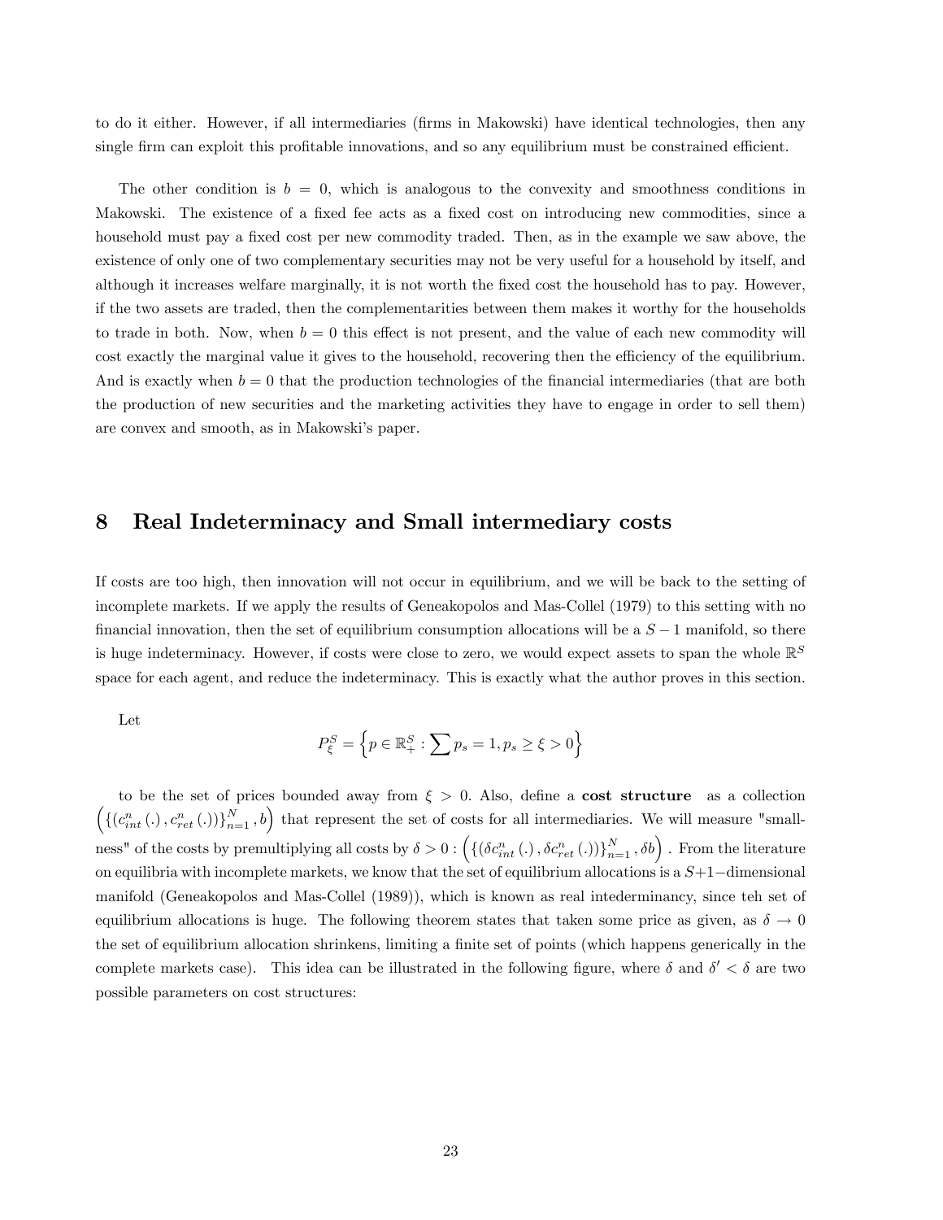to do it either. However, if all intermediaries (firms in Makowski) have identical technologies, then any single firm can exploit this profitable innovations, and so any equilibrium must be constrained efficient.

The other condition is $b = 0$, which is analogous to the convexity and smoothness conditions in Makowski. The existence of a fixed fee acts as a fixed cost on introducing new commodities, since a household must pay a fixed cost per new commodity traded. Then, as in the example we saw above, the existence of only one of two complementary securities may not be very useful for a household by itself, and although it increases welfare marginally, it is not worth the fixed cost the household has to pay. However, if the two assets are traded, then the complementarities between them makes it worthy for the households to trade in both. Now, when $b = 0$ this effect is not present, and the value of each new commodity will cost exactly the marginal value it gives to the household, recovering then the efficiency of the equilibrium. And is exactly when $b = 0$ that the production technologies of the financial intermediaries (that are both the production of new securities and the marketing activities they have to engage in order to sell them) are convex and smooth, as in Makowski's paper.

## 8 Real Indeterminacy and Small intermediary costs

If costs are too high, then innovation will not occur in equilibrium, and we will be back to the setting of incomplete markets. If we apply the results of Geneakopolos and Mas-Collel (1979) to this setting with no financial innovation, then the set of equilibrium consumption allocations will be a $S-1$ manifold, so there is huge indeterminacy. However, if costs were close to zero, we would expect assets to span the whole $\mathbb{R}^S$ space for each agent, and reduce the indeterminacy. This is exactly what the author proves in this section.

Let

$$P_{\xi}^{S} = \left\{ p \in \mathbb{R}_{+}^{S} : \sum p_s = 1, p_s \geq \xi > 0 \right\}$$

to be the set of prices bounded away from $\xi > 0$. Also, define a **cost structure** as a collection $\left( \left\{ \left( c_{int}^{n}(.), c_{ret}^{n}(.) \right) \right\}_{n=1}^{N}, b \right)$ that represent the set of costs for all intermediaries. We will measure "smallness" of the costs by premultiplying all costs by $\delta > 0 : \left( \left\{ \left( \delta c_{int}^{n}(.), \delta c_{ret}^{n}(.) \right) \right\}_{n=1}^{N}, \delta b \right)$ . From the literature on equilibria with incomplete markets, we know that the set of equilibrium allocations is a $S+1-$dimensional manifold (Geneakopolos and Mas-Collel (1989)), which is known as real intederminancy, since teh set of equilibrium allocations is huge. The following theorem states that taken some price as given, as $\delta \to 0$ the set of equilibrium allocation shrinkens, limiting a finite set of points (which happens generically in the complete markets case). This idea can be illustrated in the following figure, where $\delta$ and $\delta' < \delta$ are two possible parameters on cost structures: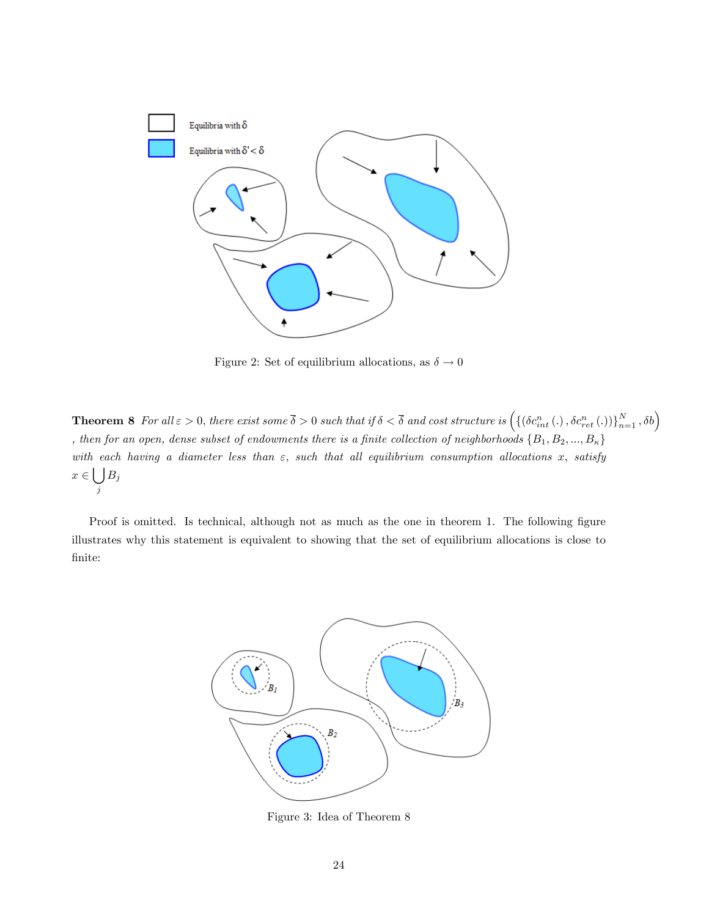Figure 2: Set of equilibrium allocations, as $\delta \to 0$

**Theorem 8** *For all $\varepsilon > 0$, there exist some $\overline{\delta} > 0$ such that if $\delta < \overline{\delta}$ and cost structure is $\left(\{(\delta c^n_{int}(.), \delta c^n_{ret}(.))\}_{n=1}^N, \delta b\right)$, then for an open, dense subset of endowments there is a finite collection of neighborhoods $\{B_1, B_2, ..., B_\kappa\}$ with each having a diameter less than $\varepsilon$, such that all equilibrium consumption allocations $x$, satisfy $x \in \bigcup_j B_j$*

Proof is omitted. Is technical, although not as much as the one in theorem 1. The following figure illustrates why this statement is equivalent to showing that the set of equilibrium allocations is close to finite:

Figure 3: Idea of Theorem 8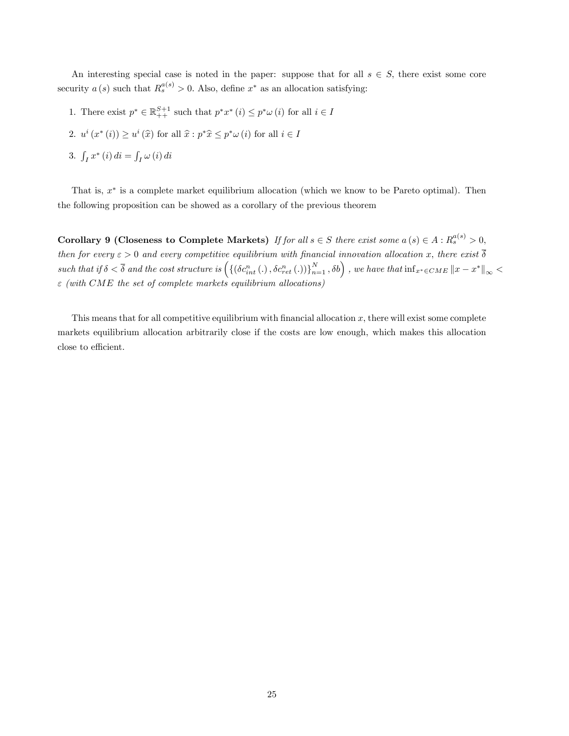An interesting special case is noted in the paper: suppose that for all $s \in S$, there exist some core security $a(s)$ such that $R_s^{a(s)} > 0$. Also, define $x^*$ as an allocation satisfying:

1. There exist $p^* \in \mathbb{R}_{++}^{S+1}$ such that $p^* x^*(i) \leq p^* \omega(i)$ for all $i \in I$
2. $u^i(x^*(i)) \geq u^i(\widehat{x})$ for all $\widehat{x} : p^* \widehat{x} \leq p^* \omega(i)$ for all $i \in I$
3. $\int_I x^*(i)\, di = \int_I \omega(i)\, di$

That is, $x^*$ is a complete market equilibrium allocation (which we know to be Pareto optimal). Then the following proposition can be showed as a corollary of the previous theorem

**Corollary 9 (Closeness to Complete Markets)** *If for all $s \in S$ there exist some $a(s) \in A : R_s^{a(s)} > 0$, then for every $\varepsilon > 0$ and every competitive equilibrium with financial innovation allocation $x$, there exist $\overline{\delta}$ such that if $\delta < \overline{\delta}$ and the cost structure is $\left( \{(\delta c_{int}^n(.), \delta c_{ret}^n(.))\}_{n=1}^N, \delta b \right)$, we have that $\inf_{x^* \in CME} \|x - x^*\|_\infty < \varepsilon$ (with $CME$ the set of complete markets equilibrium allocations)*

This means that for all competitive equilibrium with financial allocation $x$, there will exist some complete markets equilibrium allocation arbitrarily close if the costs are low enough, which makes this allocation close to efficient.